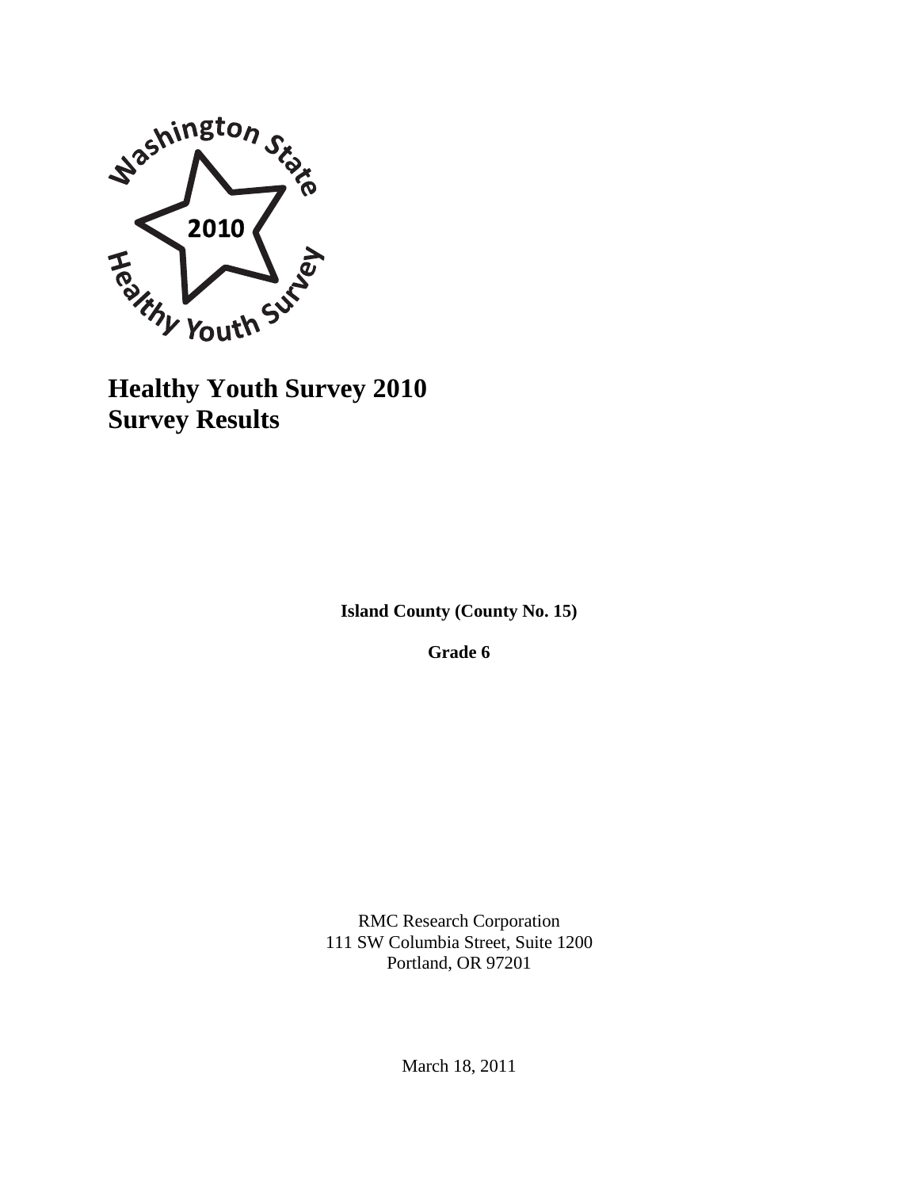Washington State

2010

Healthy Youth Survey

# Healthy Youth Survey 2010
# Survey Results

**Island County (County No. 15)**

**Grade 6**

RMC Research Corporation
111 SW Columbia Street, Suite 1200
Portland, OR 97201

March 18, 2011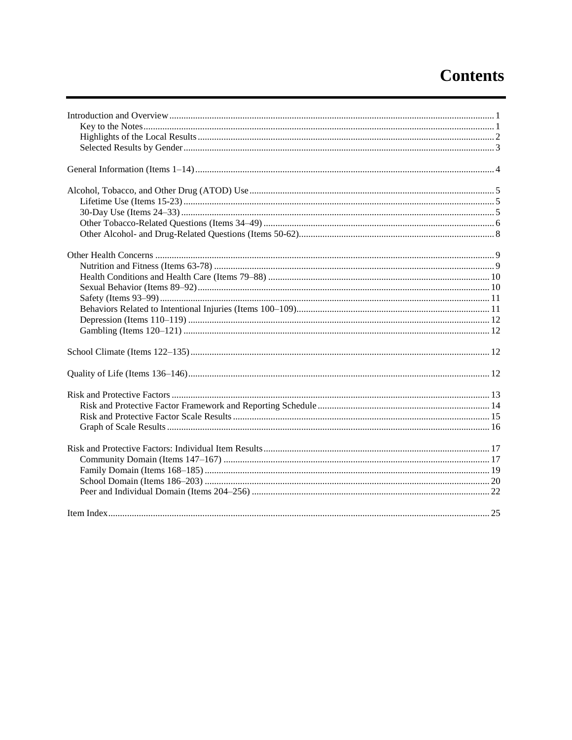# Contents

- Introduction and Overview ... 1
  - Key to the Notes ... 1
  - Highlights of the Local Results ... 2
  - Selected Results by Gender ... 3
- General Information (Items 1–14) ... 4
- Alcohol, Tobacco, and Other Drug (ATOD) Use ... 5
  - Lifetime Use (Items 15-23) ... 5
  - 30-Day Use (Items 24–33) ... 5
  - Other Tobacco-Related Questions (Items 34–49) ... 6
  - Other Alcohol- and Drug-Related Questions (Items 50-62) ... 8
- Other Health Concerns ... 9
  - Nutrition and Fitness (Items 63-78) ... 9
  - Health Conditions and Health Care (Items 79–88) ... 10
  - Sexual Behavior (Items 89–92) ... 10
  - Safety (Items 93–99) ... 11
  - Behaviors Related to Intentional Injuries (Items 100–109) ... 11
  - Depression (Items 110–119) ... 12
  - Gambling (Items 120–121) ... 12
- School Climate (Items 122–135) ... 12
- Quality of Life (Items 136–146) ... 12
- Risk and Protective Factors ... 13
  - Risk and Protective Factor Framework and Reporting Schedule ... 14
  - Risk and Protective Factor Scale Results ... 15
  - Graph of Scale Results ... 16
- Risk and Protective Factors: Individual Item Results ... 17
  - Community Domain (Items 147–167) ... 17
  - Family Domain (Items 168–185) ... 19
  - School Domain (Items 186–203) ... 20
  - Peer and Individual Domain (Items 204–256) ... 22
- Item Index ... 25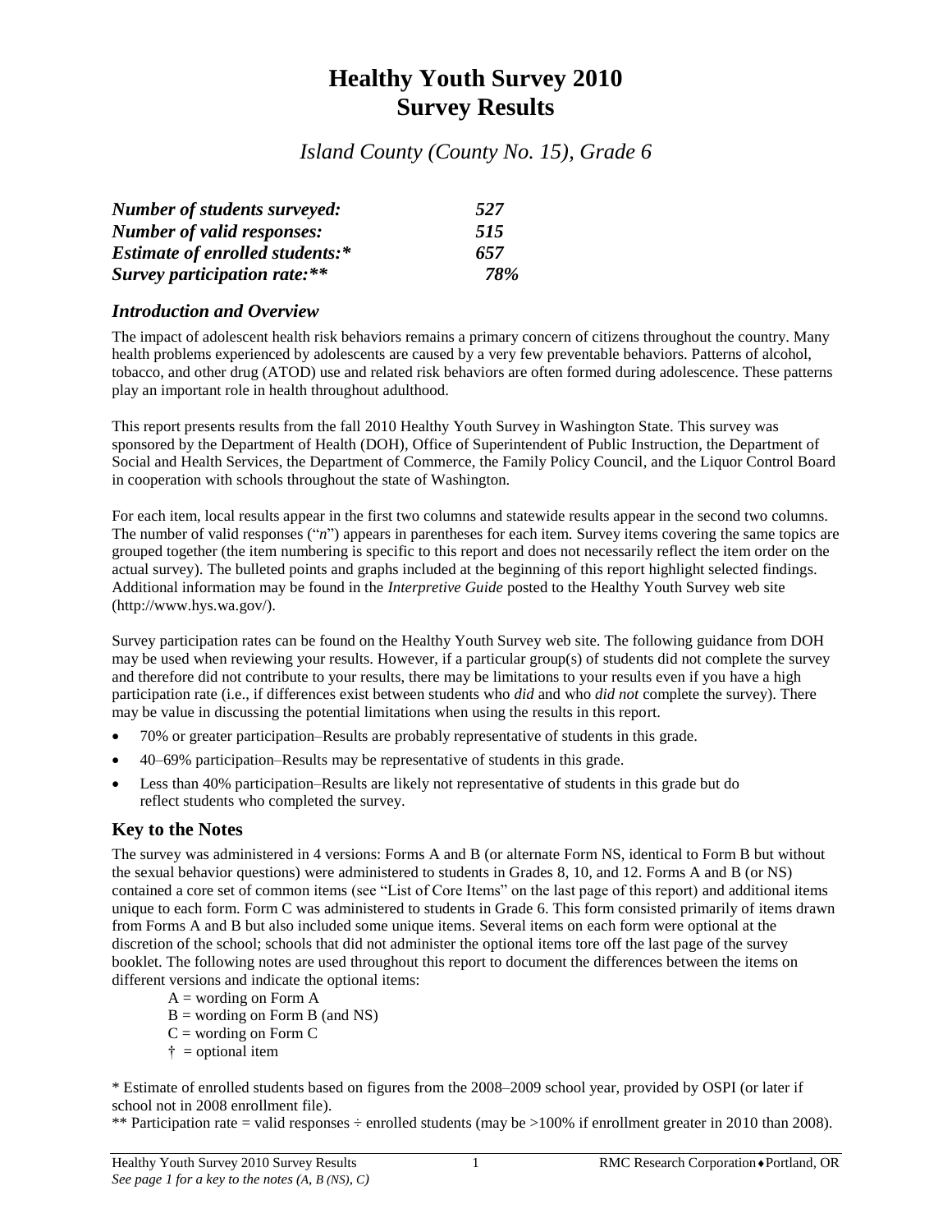# Healthy Youth Survey 2010
# Survey Results

*Island County (County No. 15), Grade 6*

| | |
|---|---|
| ***Number of students surveyed:*** | ***527*** |
| ***Number of valid responses:*** | ***515*** |
| ***Estimate of enrolled students:**** | ***657*** |
| ***Survey participation rate:***** | ***78%*** |

## *Introduction and Overview*

The impact of adolescent health risk behaviors remains a primary concern of citizens throughout the country. Many health problems experienced by adolescents are caused by a very few preventable behaviors. Patterns of alcohol, tobacco, and other drug (ATOD) use and related risk behaviors are often formed during adolescence. These patterns play an important role in health throughout adulthood.

This report presents results from the fall 2010 Healthy Youth Survey in Washington State. This survey was sponsored by the Department of Health (DOH), Office of Superintendent of Public Instruction, the Department of Social and Health Services, the Department of Commerce, the Family Policy Council, and the Liquor Control Board in cooperation with schools throughout the state of Washington.

For each item, local results appear in the first two columns and statewide results appear in the second two columns. The number of valid responses ("*n*") appears in parentheses for each item. Survey items covering the same topics are grouped together (the item numbering is specific to this report and does not necessarily reflect the item order on the actual survey). The bulleted points and graphs included at the beginning of this report highlight selected findings. Additional information may be found in the *Interpretive Guide* posted to the Healthy Youth Survey web site (http://www.hys.wa.gov/).

Survey participation rates can be found on the Healthy Youth Survey web site. The following guidance from DOH may be used when reviewing your results. However, if a particular group(s) of students did not complete the survey and therefore did not contribute to your results, there may be limitations to your results even if you have a high participation rate (i.e., if differences exist between students who *did* and who *did not* complete the survey). There may be value in discussing the potential limitations when using the results in this report.

- 70% or greater participation–Results are probably representative of students in this grade.
- 40–69% participation–Results may be representative of students in this grade.
- Less than 40% participation–Results are likely not representative of students in this grade but do reflect students who completed the survey.

## Key to the Notes

The survey was administered in 4 versions: Forms A and B (or alternate Form NS, identical to Form B but without the sexual behavior questions) were administered to students in Grades 8, 10, and 12. Forms A and B (or NS) contained a core set of common items (see "List of Core Items" on the last page of this report) and additional items unique to each form. Form C was administered to students in Grade 6. This form consisted primarily of items drawn from Forms A and B but also included some unique items. Several items on each form were optional at the discretion of the school; schools that did not administer the optional items tore off the last page of the survey booklet. The following notes are used throughout this report to document the differences between the items on different versions and indicate the optional items:

A = wording on Form A
B = wording on Form B (and NS)
C = wording on Form C
† = optional item

\* Estimate of enrolled students based on figures from the 2008–2009 school year, provided by OSPI (or later if school not in 2008 enrollment file).

\*\* Participation rate = valid responses ÷ enrolled students (may be >100% if enrollment greater in 2010 than 2008).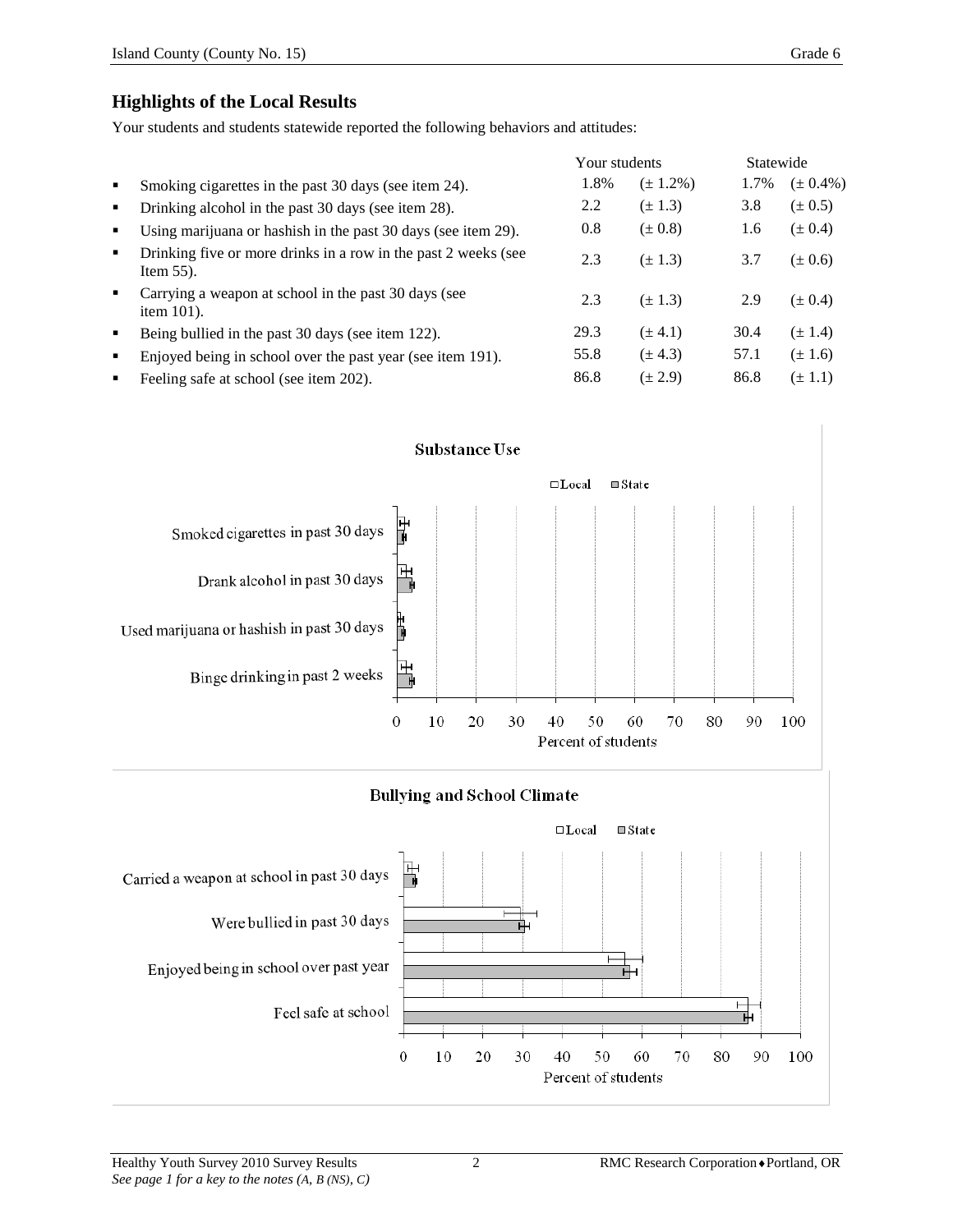## Highlights of the Local Results

Your students and students statewide reported the following behaviors and attitudes:

| | Your students | | Statewide | |
|---|---|---|---|---|
| ▪ Smoking cigarettes in the past 30 days (see item 24). | 1.8% | (± 1.2%) | 1.7% | (± 0.4%) |
| ▪ Drinking alcohol in the past 30 days (see item 28). | 2.2 | (± 1.3) | 3.8 | (± 0.5) |
| ▪ Using marijuana or hashish in the past 30 days (see item 29). | 0.8 | (± 0.8) | 1.6 | (± 0.4) |
| ▪ Drinking five or more drinks in a row in the past 2 weeks (see Item 55). | 2.3 | (± 1.3) | 3.7 | (± 0.6) |
| ▪ Carrying a weapon at school in the past 30 days (see item 101). | 2.3 | (± 1.3) | 2.9 | (± 0.4) |
| ▪ Being bullied in the past 30 days (see item 122). | 29.3 | (± 4.1) | 30.4 | (± 1.4) |
| ▪ Enjoyed being in school over the past year (see item 191). | 55.8 | (± 4.3) | 57.1 | (± 1.6) |
| ▪ Feeling safe at school (see item 202). | 86.8 | (± 2.9) | 86.8 | (± 1.1) |

**Substance Use**

□Local ■State

- Smoked cigarettes in past 30 days
- Drank alcohol in past 30 days
- Used marijuana or hashish in past 30 days
- Binge drinking in past 2 weeks

0 10 20 30 40 50 60 70 80 90 100

Percent of students

**Bullying and School Climate**

□Local ■State

- Carried a weapon at school in past 30 days
- Were bullied in past 30 days
- Enjoyed being in school over past year
- Feel safe at school

0 10 20 30 40 50 60 70 80 90 100

Percent of students

*See page 1 for a key to the notes (A, B (NS), C)*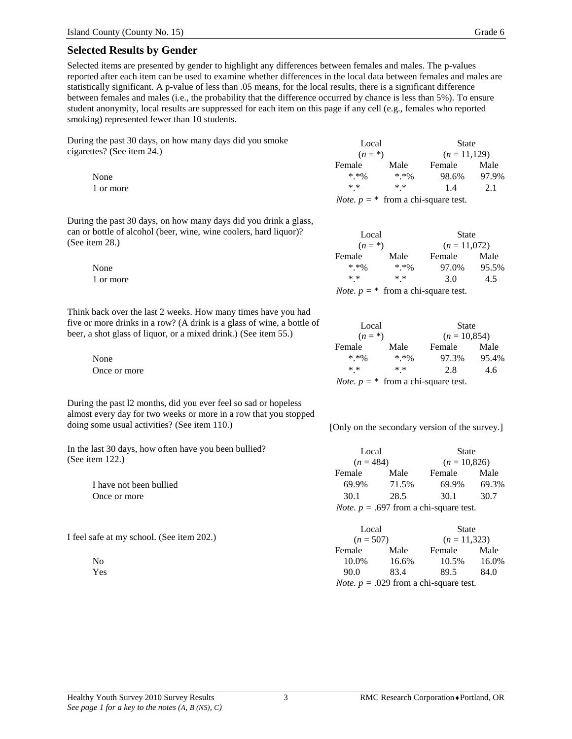## Selected Results by Gender

Selected items are presented by gender to highlight any differences between females and males. The p-values reported after each item can be used to examine whether differences in the local data between females and males are statistically significant. A p-value of less than .05 means, for the local results, there is a significant difference between females and males (i.e., the probability that the difference occurred by chance is less than 5%). To ensure student anonymity, local results are suppressed for each item on this page if any cell (e.g., females who reported smoking) represented fewer than 10 students.

During the past 30 days, on how many days did you smoke cigarettes? (See item 24.)

| | Local ($n$ = *) | | State ($n$ = 11,129) | |
|---|---|---|---|---|
| | Female | Male | Female | Male |
| None | *.*% | *.*% | 98.6% | 97.9% |
| 1 or more | *.* | *.* | 1.4 | 2.1 |

*Note.* $p$ = * from a chi-square test.

During the past 30 days, on how many days did you drink a glass, can or bottle of alcohol (beer, wine, wine coolers, hard liquor)? (See item 28.)

| | Local ($n$ = *) | | State ($n$ = 11,072) | |
|---|---|---|---|---|
| | Female | Male | Female | Male |
| None | *.*% | *.*% | 97.0% | 95.5% |
| 1 or more | *.* | *.* | 3.0 | 4.5 |

*Note.* $p$ = * from a chi-square test.

Think back over the last 2 weeks. How many times have you had five or more drinks in a row? (A drink is a glass of wine, a bottle of beer, a shot glass of liquor, or a mixed drink.) (See item 55.)

| | Local ($n$ = *) | | State ($n$ = 10,854) | |
|---|---|---|---|---|
| | Female | Male | Female | Male |
| None | *.*% | *.*% | 97.3% | 95.4% |
| Once or more | *.* | *.* | 2.8 | 4.6 |

*Note.* $p$ = * from a chi-square test.

During the past l2 months, did you ever feel so sad or hopeless almost every day for two weeks or more in a row that you stopped doing some usual activities? (See item 110.)

[Only on the secondary version of the survey.]

In the last 30 days, how often have you been bullied? (See item 122.)

| | Local ($n$ = 484) | | State ($n$ = 10,826) | |
|---|---|---|---|---|
| | Female | Male | Female | Male |
| I have not been bullied | 69.9% | 71.5% | 69.9% | 69.3% |
| Once or more | 30.1 | 28.5 | 30.1 | 30.7 |

*Note.* $p$ = .697 from a chi-square test.

I feel safe at my school. (See item 202.)

| | Local ($n$ = 507) | | State ($n$ = 11,323) | |
|---|---|---|---|---|
| | Female | Male | Female | Male |
| No | 10.0% | 16.6% | 10.5% | 16.0% |
| Yes | 90.0 | 83.4 | 89.5 | 84.0 |

*Note.* $p$ = .029 from a chi-square test.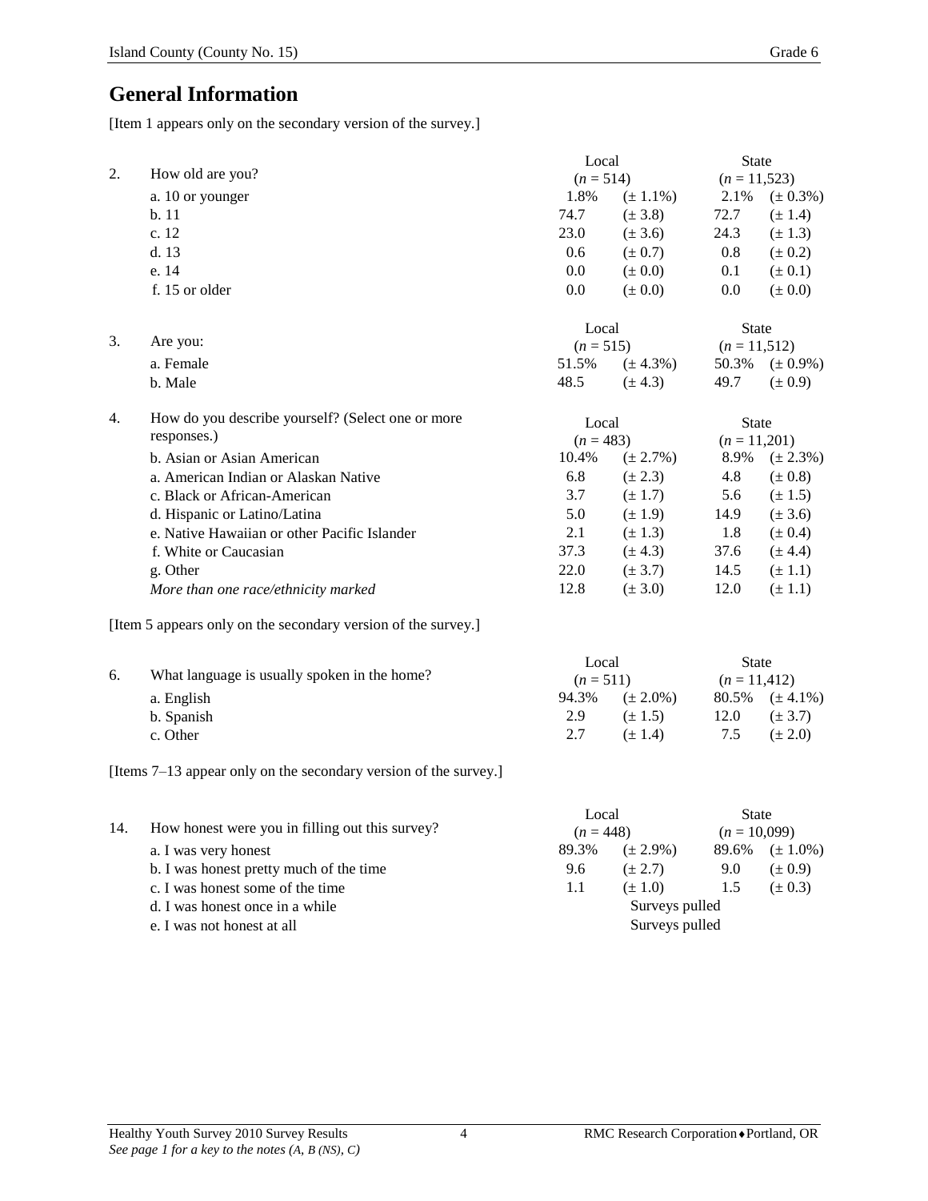## General Information

[Item 1 appears only on the secondary version of the survey.]

| | | Local | | State | |
|---|---|---|---|---|---|
| 2. | How old are you? | (*n* = 514) | | (*n* = 11,523) | |
| | a. 10 or younger | 1.8% | (± 1.1%) | 2.1% | (± 0.3%) |
| | b. 11 | 74.7 | (± 3.8) | 72.7 | (± 1.4) |
| | c. 12 | 23.0 | (± 3.6) | 24.3 | (± 1.3) |
| | d. 13 | 0.6 | (± 0.7) | 0.8 | (± 0.2) |
| | e. 14 | 0.0 | (± 0.0) | 0.1 | (± 0.1) |
| | f. 15 or older | 0.0 | (± 0.0) | 0.0 | (± 0.0) |

| | | Local | | State | |
|---|---|---|---|---|---|
| 3. | Are you: | (*n* = 515) | | (*n* = 11,512) | |
| | a. Female | 51.5% | (± 4.3%) | 50.3% | (± 0.9%) |
| | b. Male | 48.5 | (± 4.3) | 49.7 | (± 0.9) |

| | | Local | | State | |
|---|---|---|---|---|---|
| 4. | How do you describe yourself? (Select one or more responses.) | (*n* = 483) | | (*n* = 11,201) | |
| | b. Asian or Asian American | 10.4% | (± 2.7%) | 8.9% | (± 2.3%) |
| | a. American Indian or Alaskan Native | 6.8 | (± 2.3) | 4.8 | (± 0.8) |
| | c. Black or African-American | 3.7 | (± 1.7) | 5.6 | (± 1.5) |
| | d. Hispanic or Latino/Latina | 5.0 | (± 1.9) | 14.9 | (± 3.6) |
| | e. Native Hawaiian or other Pacific Islander | 2.1 | (± 1.3) | 1.8 | (± 0.4) |
| | f. White or Caucasian | 37.3 | (± 4.3) | 37.6 | (± 4.4) |
| | g. Other | 22.0 | (± 3.7) | 14.5 | (± 1.1) |
| | *More than one race/ethnicity marked* | 12.8 | (± 3.0) | 12.0 | (± 1.1) |

[Item 5 appears only on the secondary version of the survey.]

| | | Local | | State | |
|---|---|---|---|---|---|
| 6. | What language is usually spoken in the home? | (*n* = 511) | | (*n* = 11,412) | |
| | a. English | 94.3% | (± 2.0%) | 80.5% | (± 4.1%) |
| | b. Spanish | 2.9 | (± 1.5) | 12.0 | (± 3.7) |
| | c. Other | 2.7 | (± 1.4) | 7.5 | (± 2.0) |

[Items 7–13 appear only on the secondary version of the survey.]

| | | Local | | State | |
|---|---|---|---|---|---|
| 14. | How honest were you in filling out this survey? | (*n* = 448) | | (*n* = 10,099) | |
| | a. I was very honest | 89.3% | (± 2.9%) | 89.6% | (± 1.0%) |
| | b. I was honest pretty much of the time | 9.6 | (± 2.7) | 9.0 | (± 0.9) |
| | c. I was honest some of the time | 1.1 | (± 1.0) | 1.5 | (± 0.3) |
| | d. I was honest once in a while | Surveys pulled | | | |
| | e. I was not honest at all | Surveys pulled | | | |

*See page 1 for a key to the notes (A, B (NS), C)*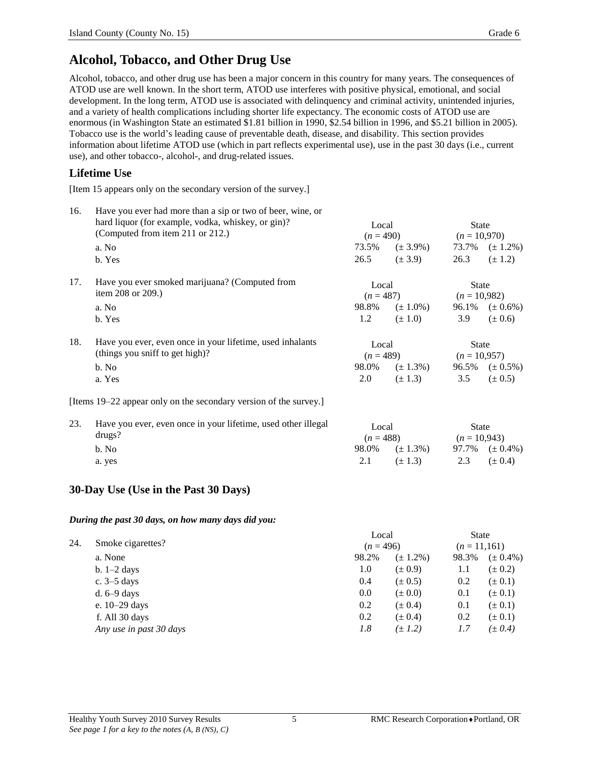# Alcohol, Tobacco, and Other Drug Use

Alcohol, tobacco, and other drug use has been a major concern in this country for many years. The consequences of ATOD use are well known. In the short term, ATOD use interferes with positive physical, emotional, and social development. In the long term, ATOD use is associated with delinquency and criminal activity, unintended injuries, and a variety of health complications including shorter life expectancy. The economic costs of ATOD use are enormous (in Washington State an estimated $1.81 billion in 1990, $2.54 billion in 1996, and $5.21 billion in 2005). Tobacco use is the world's leading cause of preventable death, disease, and disability. This section provides information about lifetime ATOD use (which in part reflects experimental use), use in the past 30 days (i.e., current use), and other tobacco-, alcohol-, and drug-related issues.

## Lifetime Use

[Item 15 appears only on the secondary version of the survey.]

16. Have you ever had more than a sip or two of beer, wine, or hard liquor (for example, vodka, whiskey, or gin)? (Computed from item 211 or 212.)

| | Local (*n* = 490) | | State (*n* = 10,970) | |
|---|---|---|---|---|
| a. No | 73.5% | (± 3.9%) | 73.7% | (± 1.2%) |
| b. Yes | 26.5 | (± 3.9) | 26.3 | (± 1.2) |

17. Have you ever smoked marijuana? (Computed from item 208 or 209.)

| | Local (*n* = 487) | | State (*n* = 10,982) | |
|---|---|---|---|---|
| a. No | 98.8% | (± 1.0%) | 96.1% | (± 0.6%) |
| b. Yes | 1.2 | (± 1.0) | 3.9 | (± 0.6) |

18. Have you ever, even once in your lifetime, used inhalants (things you sniff to get high)?

| | Local (*n* = 489) | | State (*n* = 10,957) | |
|---|---|---|---|---|
| b. No | 98.0% | (± 1.3%) | 96.5% | (± 0.5%) |
| a. Yes | 2.0 | (± 1.3) | 3.5 | (± 0.5) |

[Items 19–22 appear only on the secondary version of the survey.]

23. Have you ever, even once in your lifetime, used other illegal drugs?

| | Local (*n* = 488) | | State (*n* = 10,943) | |
|---|---|---|---|---|
| b. No | 98.0% | (± 1.3%) | 97.7% | (± 0.4%) |
| a. yes | 2.1 | (± 1.3) | 2.3 | (± 0.4) |

## 30-Day Use (Use in the Past 30 Days)

***During the past 30 days, on how many days did you:***

24. Smoke cigarettes?

| | Local (*n* = 496) | | State (*n* = 11,161) | |
|---|---|---|---|---|
| a. None | 98.2% | (± 1.2%) | 98.3% | (± 0.4%) |
| b. 1–2 days | 1.0 | (± 0.9) | 1.1 | (± 0.2) |
| c. 3–5 days | 0.4 | (± 0.5) | 0.2 | (± 0.1) |
| d. 6–9 days | 0.0 | (± 0.0) | 0.1 | (± 0.1) |
| e. 10–29 days | 0.2 | (± 0.4) | 0.1 | (± 0.1) |
| f. All 30 days | 0.2 | (± 0.4) | 0.2 | (± 0.1) |
| *Any use in past 30 days* | *1.8* | *(± 1.2)* | *1.7* | *(± 0.4)* |

*See page 1 for a key to the notes (A, B (NS), C)*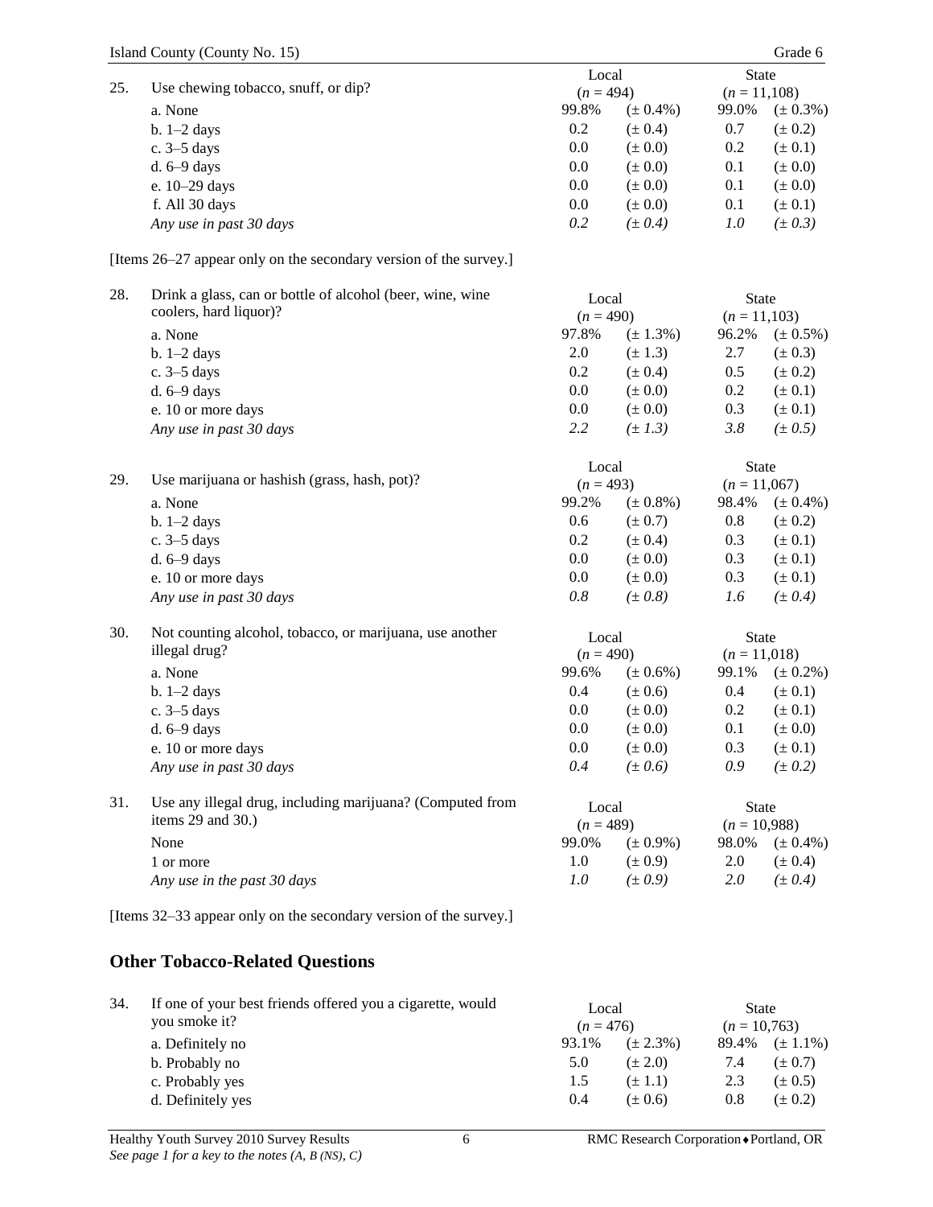| 25. Use chewing tobacco, snuff, or dip? | Local ($n$ = 494) | | State ($n$ = 11,108) | |
|---|---|---|---|---|
| a. None | 99.8% | (± 0.4%) | 99.0% | (± 0.3%) |
| b. 1–2 days | 0.2 | (± 0.4) | 0.7 | (± 0.2) |
| c. 3–5 days | 0.0 | (± 0.0) | 0.2 | (± 0.1) |
| d. 6–9 days | 0.0 | (± 0.0) | 0.1 | (± 0.0) |
| e. 10–29 days | 0.0 | (± 0.0) | 0.1 | (± 0.0) |
| f. All 30 days | 0.0 | (± 0.0) | 0.1 | (± 0.1) |
| *Any use in past 30 days* | *0.2* | *(± 0.4)* | *1.0* | *(± 0.3)* |

[Items 26–27 appear only on the secondary version of the survey.]

| 28. Drink a glass, can or bottle of alcohol (beer, wine, wine coolers, hard liquor)? | Local ($n$ = 490) | | State ($n$ = 11,103) | |
|---|---|---|---|---|
| a. None | 97.8% | (± 1.3%) | 96.2% | (± 0.5%) |
| b. 1–2 days | 2.0 | (± 1.3) | 2.7 | (± 0.3) |
| c. 3–5 days | 0.2 | (± 0.4) | 0.5 | (± 0.2) |
| d. 6–9 days | 0.0 | (± 0.0) | 0.2 | (± 0.1) |
| e. 10 or more days | 0.0 | (± 0.0) | 0.3 | (± 0.1) |
| *Any use in past 30 days* | *2.2* | *(± 1.3)* | *3.8* | *(± 0.5)* |

| 29. Use marijuana or hashish (grass, hash, pot)? | Local ($n$ = 493) | | State ($n$ = 11,067) | |
|---|---|---|---|---|
| a. None | 99.2% | (± 0.8%) | 98.4% | (± 0.4%) |
| b. 1–2 days | 0.6 | (± 0.7) | 0.8 | (± 0.2) |
| c. 3–5 days | 0.2 | (± 0.4) | 0.3 | (± 0.1) |
| d. 6–9 days | 0.0 | (± 0.0) | 0.3 | (± 0.1) |
| e. 10 or more days | 0.0 | (± 0.0) | 0.3 | (± 0.1) |
| *Any use in past 30 days* | *0.8* | *(± 0.8)* | *1.6* | *(± 0.4)* |

| 30. Not counting alcohol, tobacco, or marijuana, use another illegal drug? | Local ($n$ = 490) | | State ($n$ = 11,018) | |
|---|---|---|---|---|
| a. None | 99.6% | (± 0.6%) | 99.1% | (± 0.2%) |
| b. 1–2 days | 0.4 | (± 0.6) | 0.4 | (± 0.1) |
| c. 3–5 days | 0.0 | (± 0.0) | 0.2 | (± 0.1) |
| d. 6–9 days | 0.0 | (± 0.0) | 0.1 | (± 0.0) |
| e. 10 or more days | 0.0 | (± 0.0) | 0.3 | (± 0.1) |
| *Any use in past 30 days* | *0.4* | *(± 0.6)* | *0.9* | *(± 0.2)* |

| 31. Use any illegal drug, including marijuana? (Computed from items 29 and 30.) | Local ($n$ = 489) | | State ($n$ = 10,988) | |
|---|---|---|---|---|
| None | 99.0% | (± 0.9%) | 98.0% | (± 0.4%) |
| 1 or more | 1.0 | (± 0.9) | 2.0 | (± 0.4) |
| *Any use in the past 30 days* | *1.0* | *(± 0.9)* | *2.0* | *(± 0.4)* |

[Items 32–33 appear only on the secondary version of the survey.]

## Other Tobacco-Related Questions

| 34. If one of your best friends offered you a cigarette, would you smoke it? | Local ($n$ = 476) | | State ($n$ = 10,763) | |
|---|---|---|---|---|
| a. Definitely no | 93.1% | (± 2.3%) | 89.4% | (± 1.1%) |
| b. Probably no | 5.0 | (± 2.0) | 7.4 | (± 0.7) |
| c. Probably yes | 1.5 | (± 1.1) | 2.3 | (± 0.5) |
| d. Definitely yes | 0.4 | (± 0.6) | 0.8 | (± 0.2) |

*See page 1 for a key to the notes (A, B (NS), C)*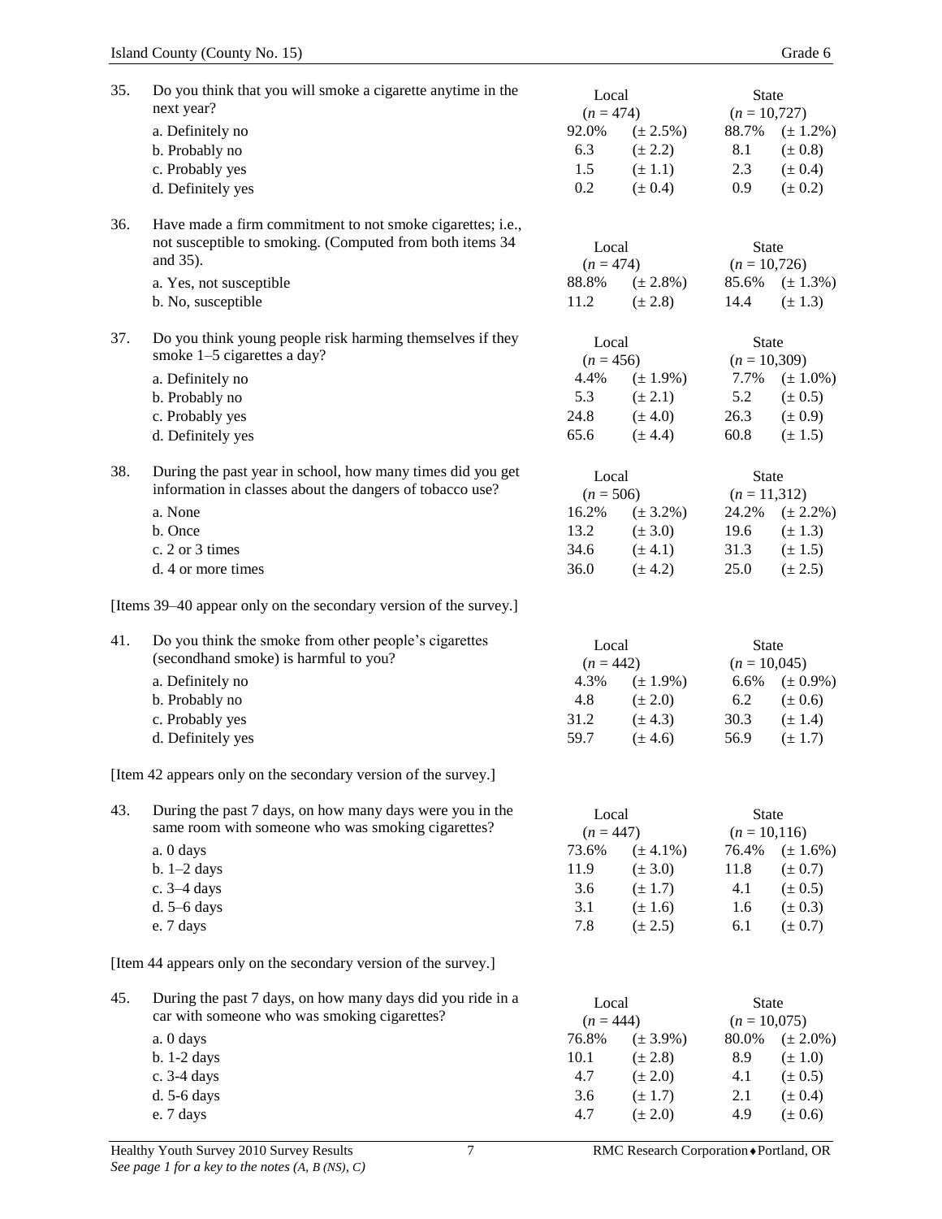35. Do you think that you will smoke a cigarette anytime in the next year?

| | Local ($n$ = 474) | | State ($n$ = 10,727) | |
|---|---|---|---|---|
| a. Definitely no | 92.0% | (± 2.5%) | 88.7% | (± 1.2%) |
| b. Probably no | 6.3 | (± 2.2) | 8.1 | (± 0.8) |
| c. Probably yes | 1.5 | (± 1.1) | 2.3 | (± 0.4) |
| d. Definitely yes | 0.2 | (± 0.4) | 0.9 | (± 0.2) |

36. Have made a firm commitment to not smoke cigarettes; i.e., not susceptible to smoking. (Computed from both items 34 and 35).

| | Local ($n$ = 474) | | State ($n$ = 10,726) | |
|---|---|---|---|---|
| a. Yes, not susceptible | 88.8% | (± 2.8%) | 85.6% | (± 1.3%) |
| b. No, susceptible | 11.2 | (± 2.8) | 14.4 | (± 1.3) |

37. Do you think young people risk harming themselves if they smoke 1–5 cigarettes a day?

| | Local ($n$ = 456) | | State ($n$ = 10,309) | |
|---|---|---|---|---|
| a. Definitely no | 4.4% | (± 1.9%) | 7.7% | (± 1.0%) |
| b. Probably no | 5.3 | (± 2.1) | 5.2 | (± 0.5) |
| c. Probably yes | 24.8 | (± 4.0) | 26.3 | (± 0.9) |
| d. Definitely yes | 65.6 | (± 4.4) | 60.8 | (± 1.5) |

38. During the past year in school, how many times did you get information in classes about the dangers of tobacco use?

| | Local ($n$ = 506) | | State ($n$ = 11,312) | |
|---|---|---|---|---|
| a. None | 16.2% | (± 3.2%) | 24.2% | (± 2.2%) |
| b. Once | 13.2 | (± 3.0) | 19.6 | (± 1.3) |
| c. 2 or 3 times | 34.6 | (± 4.1) | 31.3 | (± 1.5) |
| d. 4 or more times | 36.0 | (± 4.2) | 25.0 | (± 2.5) |

[Items 39–40 appear only on the secondary version of the survey.]

41. Do you think the smoke from other people's cigarettes (secondhand smoke) is harmful to you?

| | Local ($n$ = 442) | | State ($n$ = 10,045) | |
|---|---|---|---|---|
| a. Definitely no | 4.3% | (± 1.9%) | 6.6% | (± 0.9%) |
| b. Probably no | 4.8 | (± 2.0) | 6.2 | (± 0.6) |
| c. Probably yes | 31.2 | (± 4.3) | 30.3 | (± 1.4) |
| d. Definitely yes | 59.7 | (± 4.6) | 56.9 | (± 1.7) |

[Item 42 appears only on the secondary version of the survey.]

43. During the past 7 days, on how many days were you in the same room with someone who was smoking cigarettes?

| | Local ($n$ = 447) | | State ($n$ = 10,116) | |
|---|---|---|---|---|
| a. 0 days | 73.6% | (± 4.1%) | 76.4% | (± 1.6%) |
| b. 1–2 days | 11.9 | (± 3.0) | 11.8 | (± 0.7) |
| c. 3–4 days | 3.6 | (± 1.7) | 4.1 | (± 0.5) |
| d. 5–6 days | 3.1 | (± 1.6) | 1.6 | (± 0.3) |
| e. 7 days | 7.8 | (± 2.5) | 6.1 | (± 0.7) |

[Item 44 appears only on the secondary version of the survey.]

45. During the past 7 days, on how many days did you ride in a car with someone who was smoking cigarettes?

| | Local ($n$ = 444) | | State ($n$ = 10,075) | |
|---|---|---|---|---|
| a. 0 days | 76.8% | (± 3.9%) | 80.0% | (± 2.0%) |
| b. 1-2 days | 10.1 | (± 2.8) | 8.9 | (± 1.0) |
| c. 3-4 days | 4.7 | (± 2.0) | 4.1 | (± 0.5) |
| d. 5-6 days | 3.6 | (± 1.7) | 2.1 | (± 0.4) |
| e. 7 days | 4.7 | (± 2.0) | 4.9 | (± 0.6) |

*See page 1 for a key to the notes (A, B (NS), C)*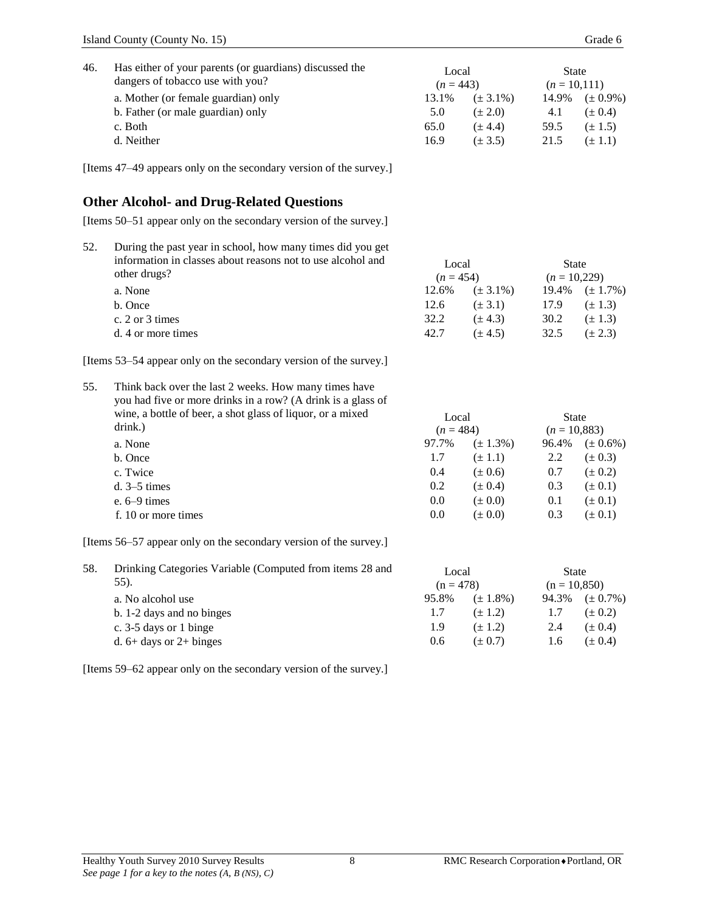| 46. Has either of your parents (or guardians) discussed the dangers of tobacco use with you? | Local ($n$ = 443) | | State ($n$ = 10,111) | |
|---|---|---|---|---|
| a. Mother (or female guardian) only | 13.1% | (± 3.1%) | 14.9% | (± 0.9%) |
| b. Father (or male guardian) only | 5.0 | (± 2.0) | 4.1 | (± 0.4) |
| c. Both | 65.0 | (± 4.4) | 59.5 | (± 1.5) |
| d. Neither | 16.9 | (± 3.5) | 21.5 | (± 1.1) |

[Items 47–49 appears only on the secondary version of the survey.]

## Other Alcohol- and Drug-Related Questions

[Items 50–51 appear only on the secondary version of the survey.]

| 52. During the past year in school, how many times did you get information in classes about reasons not to use alcohol and other drugs? | Local ($n$ = 454) | | State ($n$ = 10,229) | |
|---|---|---|---|---|
| a. None | 12.6% | (± 3.1%) | 19.4% | (± 1.7%) |
| b. Once | 12.6 | (± 3.1) | 17.9 | (± 1.3) |
| c. 2 or 3 times | 32.2 | (± 4.3) | 30.2 | (± 1.3) |
| d. 4 or more times | 42.7 | (± 4.5) | 32.5 | (± 2.3) |

[Items 53–54 appear only on the secondary version of the survey.]

| 55. Think back over the last 2 weeks. How many times have you had five or more drinks in a row? (A drink is a glass of wine, a bottle of beer, a shot glass of liquor, or a mixed drink.) | Local ($n$ = 484) | | State ($n$ = 10,883) | |
|---|---|---|---|---|
| a. None | 97.7% | (± 1.3%) | 96.4% | (± 0.6%) |
| b. Once | 1.7 | (± 1.1) | 2.2 | (± 0.3) |
| c. Twice | 0.4 | (± 0.6) | 0.7 | (± 0.2) |
| d. 3–5 times | 0.2 | (± 0.4) | 0.3 | (± 0.1) |
| e. 6–9 times | 0.0 | (± 0.0) | 0.1 | (± 0.1) |
| f. 10 or more times | 0.0 | (± 0.0) | 0.3 | (± 0.1) |

[Items 56–57 appear only on the secondary version of the survey.]

| 58. Drinking Categories Variable (Computed from items 28 and 55). | Local (n = 478) | | State (n = 10,850) | |
|---|---|---|---|---|
| a. No alcohol use | 95.8% | (± 1.8%) | 94.3% | (± 0.7%) |
| b. 1-2 days and no binges | 1.7 | (± 1.2) | 1.7 | (± 0.2) |
| c. 3-5 days or 1 binge | 1.9 | (± 1.2) | 2.4 | (± 0.4) |
| d. 6+ days or 2+ binges | 0.6 | (± 0.7) | 1.6 | (± 0.4) |

[Items 59–62 appear only on the secondary version of the survey.]

*See page 1 for a key to the notes (A, B (NS), C)*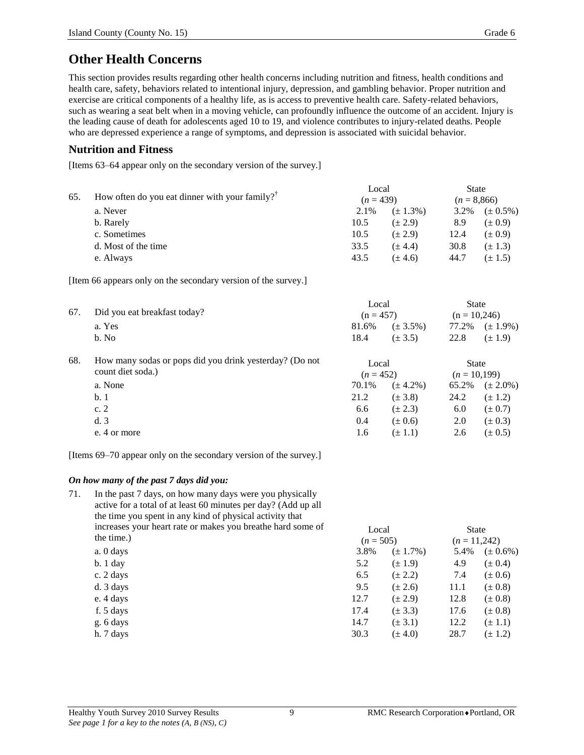# Other Health Concerns

This section provides results regarding other health concerns including nutrition and fitness, health conditions and health care, safety, behaviors related to intentional injury, depression, and gambling behavior. Proper nutrition and exercise are critical components of a healthy life, as is access to preventive health care. Safety-related behaviors, such as wearing a seat belt when in a moving vehicle, can profoundly influence the outcome of an accident. Injury is the leading cause of death for adolescents aged 10 to 19, and violence contributes to injury-related deaths. People who are depressed experience a range of symptoms, and depression is associated with suicidal behavior.

## Nutrition and Fitness

[Items 63–64 appear only on the secondary version of the survey.]

| 65. How often do you eat dinner with your family?† | Local (*n* = 439) | | State (*n* = 8,866) | |
|---|---|---|---|---|
| a. Never | 2.1% | (± 1.3%) | 3.2% | (± 0.5%) |
| b. Rarely | 10.5 | (± 2.9) | 8.9 | (± 0.9) |
| c. Sometimes | 10.5 | (± 2.9) | 12.4 | (± 0.9) |
| d. Most of the time | 33.5 | (± 4.4) | 30.8 | (± 1.3) |
| e. Always | 43.5 | (± 4.6) | 44.7 | (± 1.5) |

[Item 66 appears only on the secondary version of the survey.]

| 67. Did you eat breakfast today? | Local (n = 457) | | State (n = 10,246) | |
|---|---|---|---|---|
| a. Yes | 81.6% | (± 3.5%) | 77.2% | (± 1.9%) |
| b. No | 18.4 | (± 3.5) | 22.8 | (± 1.9) |

| 68. How many sodas or pops did you drink yesterday? (Do not count diet soda.) | Local (*n* = 452) | | State (*n* = 10,199) | |
|---|---|---|---|---|
| a. None | 70.1% | (± 4.2%) | 65.2% | (± 2.0%) |
| b. 1 | 21.2 | (± 3.8) | 24.2 | (± 1.2) |
| c. 2 | 6.6 | (± 2.3) | 6.0 | (± 0.7) |
| d. 3 | 0.4 | (± 0.6) | 2.0 | (± 0.3) |
| e. 4 or more | 1.6 | (± 1.1) | 2.6 | (± 0.5) |

[Items 69–70 appear only on the secondary version of the survey.]

***On how many of the past 7 days did you:***

| 71. In the past 7 days, on how many days were you physically active for a total of at least 60 minutes per day? (Add up all the time you spent in any kind of physical activity that increases your heart rate or makes you breathe hard some of the time.) | Local (*n* = 505) | | State (*n* = 11,242) | |
|---|---|---|---|---|
| a. 0 days | 3.8% | (± 1.7%) | 5.4% | (± 0.6%) |
| b. 1 day | 5.2 | (± 1.9) | 4.9 | (± 0.4) |
| c. 2 days | 6.5 | (± 2.2) | 7.4 | (± 0.6) |
| d. 3 days | 9.5 | (± 2.6) | 11.1 | (± 0.8) |
| e. 4 days | 12.7 | (± 2.9) | 12.8 | (± 0.8) |
| f. 5 days | 17.4 | (± 3.3) | 17.6 | (± 0.8) |
| g. 6 days | 14.7 | (± 3.1) | 12.2 | (± 1.1) |
| h. 7 days | 30.3 | (± 4.0) | 28.7 | (± 1.2) |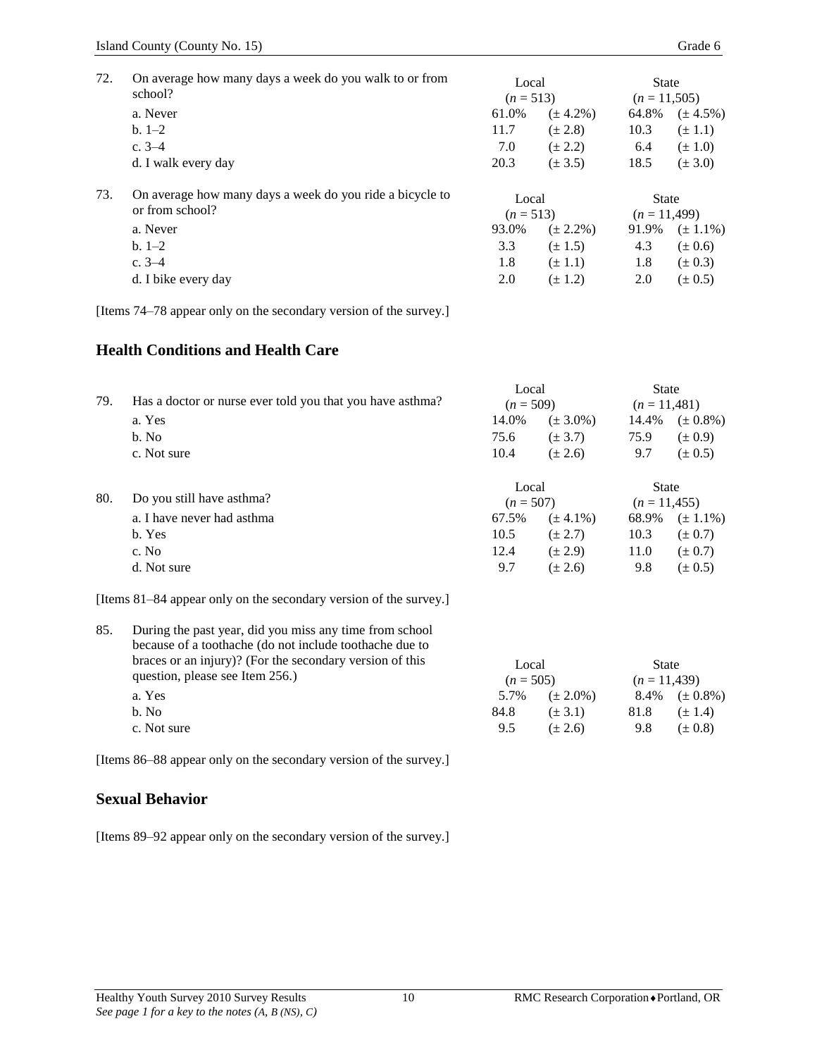72. On average how many days a week do you walk to or from school?

| | Local ($n$ = 513) | | State ($n$ = 11,505) | |
|---|---|---|---|---|
| a. Never | 61.0% | (± 4.2%) | 64.8% | (± 4.5%) |
| b. 1–2 | 11.7 | (± 2.8) | 10.3 | (± 1.1) |
| c. 3–4 | 7.0 | (± 2.2) | 6.4 | (± 1.0) |
| d. I walk every day | 20.3 | (± 3.5) | 18.5 | (± 3.0) |

73. On average how many days a week do you ride a bicycle to or from school?

| | Local ($n$ = 513) | | State ($n$ = 11,499) | |
|---|---|---|---|---|
| a. Never | 93.0% | (± 2.2%) | 91.9% | (± 1.1%) |
| b. 1–2 | 3.3 | (± 1.5) | 4.3 | (± 0.6) |
| c. 3–4 | 1.8 | (± 1.1) | 1.8 | (± 0.3) |
| d. I bike every day | 2.0 | (± 1.2) | 2.0 | (± 0.5) |

[Items 74–78 appear only on the secondary version of the survey.]

## Health Conditions and Health Care

79. Has a doctor or nurse ever told you that you have asthma?

| | Local ($n$ = 509) | | State ($n$ = 11,481) | |
|---|---|---|---|---|
| a. Yes | 14.0% | (± 3.0%) | 14.4% | (± 0.8%) |
| b. No | 75.6 | (± 3.7) | 75.9 | (± 0.9) |
| c. Not sure | 10.4 | (± 2.6) | 9.7 | (± 0.5) |

80. Do you still have asthma?

| | Local ($n$ = 507) | | State ($n$ = 11,455) | |
|---|---|---|---|---|
| a. I have never had asthma | 67.5% | (± 4.1%) | 68.9% | (± 1.1%) |
| b. Yes | 10.5 | (± 2.7) | 10.3 | (± 0.7) |
| c. No | 12.4 | (± 2.9) | 11.0 | (± 0.7) |
| d. Not sure | 9.7 | (± 2.6) | 9.8 | (± 0.5) |

[Items 81–84 appear only on the secondary version of the survey.]

85. During the past year, did you miss any time from school because of a toothache (do not include toothache due to braces or an injury)? (For the secondary version of this question, please see Item 256.)

| | Local ($n$ = 505) | | State ($n$ = 11,439) | |
|---|---|---|---|---|
| a. Yes | 5.7% | (± 2.0%) | 8.4% | (± 0.8%) |
| b. No | 84.8 | (± 3.1) | 81.8 | (± 1.4) |
| c. Not sure | 9.5 | (± 2.6) | 9.8 | (± 0.8) |

[Items 86–88 appear only on the secondary version of the survey.]

## Sexual Behavior

[Items 89–92 appear only on the secondary version of the survey.]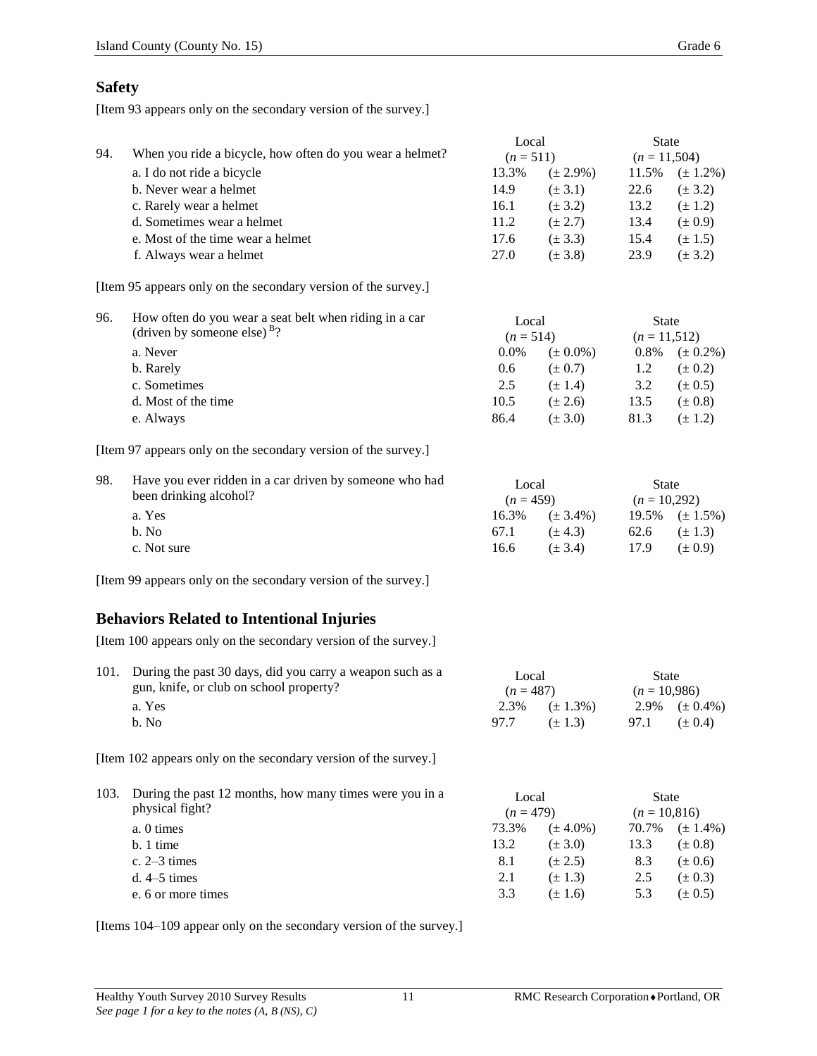## Safety

[Item 93 appears only on the secondary version of the survey.]

| 94. When you ride a bicycle, how often do you wear a helmet? | Local ($n$ = 511) | | State ($n$ = 11,504) | |
|---|---|---|---|---|
| a. I do not ride a bicycle | 13.3% | (± 2.9%) | 11.5% | (± 1.2%) |
| b. Never wear a helmet | 14.9 | (± 3.1) | 22.6 | (± 3.2) |
| c. Rarely wear a helmet | 16.1 | (± 3.2) | 13.2 | (± 1.2) |
| d. Sometimes wear a helmet | 11.2 | (± 2.7) | 13.4 | (± 0.9) |
| e. Most of the time wear a helmet | 17.6 | (± 3.3) | 15.4 | (± 1.5) |
| f. Always wear a helmet | 27.0 | (± 3.8) | 23.9 | (± 3.2) |

[Item 95 appears only on the secondary version of the survey.]

| 96. How often do you wear a seat belt when riding in a car (driven by someone else) [B]? | Local ($n$ = 514) | | State ($n$ = 11,512) | |
|---|---|---|---|---|
| a. Never | 0.0% | (± 0.0%) | 0.8% | (± 0.2%) |
| b. Rarely | 0.6 | (± 0.7) | 1.2 | (± 0.2) |
| c. Sometimes | 2.5 | (± 1.4) | 3.2 | (± 0.5) |
| d. Most of the time | 10.5 | (± 2.6) | 13.5 | (± 0.8) |
| e. Always | 86.4 | (± 3.0) | 81.3 | (± 1.2) |

[Item 97 appears only on the secondary version of the survey.]

| 98. Have you ever ridden in a car driven by someone who had been drinking alcohol? | Local ($n$ = 459) | | State ($n$ = 10,292) | |
|---|---|---|---|---|
| a. Yes | 16.3% | (± 3.4%) | 19.5% | (± 1.5%) |
| b. No | 67.1 | (± 4.3) | 62.6 | (± 1.3) |
| c. Not sure | 16.6 | (± 3.4) | 17.9 | (± 0.9) |

[Item 99 appears only on the secondary version of the survey.]

## Behaviors Related to Intentional Injuries

[Item 100 appears only on the secondary version of the survey.]

| 101. During the past 30 days, did you carry a weapon such as a gun, knife, or club on school property? | Local ($n$ = 487) | | State ($n$ = 10,986) | |
|---|---|---|---|---|
| a. Yes | 2.3% | (± 1.3%) | 2.9% | (± 0.4%) |
| b. No | 97.7 | (± 1.3) | 97.1 | (± 0.4) |

[Item 102 appears only on the secondary version of the survey.]

| 103. During the past 12 months, how many times were you in a physical fight? | Local ($n$ = 479) | | State ($n$ = 10,816) | |
|---|---|---|---|---|
| a. 0 times | 73.3% | (± 4.0%) | 70.7% | (± 1.4%) |
| b. 1 time | 13.2 | (± 3.0) | 13.3 | (± 0.8) |
| c. 2–3 times | 8.1 | (± 2.5) | 8.3 | (± 0.6) |
| d. 4–5 times | 2.1 | (± 1.3) | 2.5 | (± 0.3) |
| e. 6 or more times | 3.3 | (± 1.6) | 5.3 | (± 0.5) |

[Items 104–109 appear only on the secondary version of the survey.]

*See page 1 for a key to the notes (A, B (NS), C)*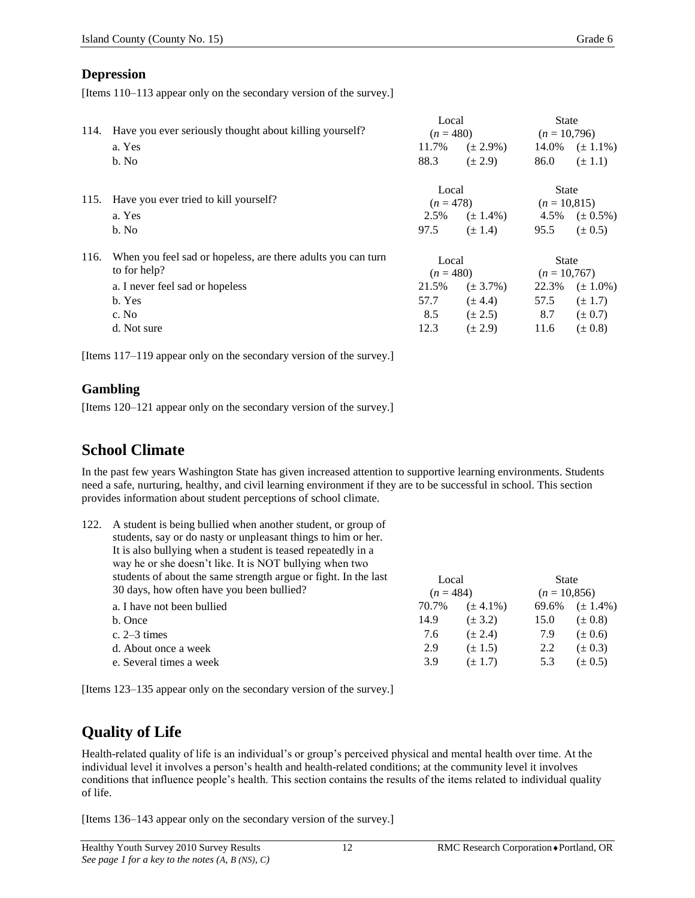## Depression

[Items 110–113 appear only on the secondary version of the survey.]

| 114. Have you ever seriously thought about killing yourself? | Local ($n$ = 480) | | State ($n$ = 10,796) | |
|---|---|---|---|---|
| a. Yes | 11.7% | (± 2.9%) | 14.0% | (± 1.1%) |
| b. No | 88.3 | (± 2.9) | 86.0 | (± 1.1) |

| 115. Have you ever tried to kill yourself? | Local ($n$ = 478) | | State ($n$ = 10,815) | |
|---|---|---|---|---|
| a. Yes | 2.5% | (± 1.4%) | 4.5% | (± 0.5%) |
| b. No | 97.5 | (± 1.4) | 95.5 | (± 0.5) |

| 116. When you feel sad or hopeless, are there adults you can turn to for help? | Local ($n$ = 480) | | State ($n$ = 10,767) | |
|---|---|---|---|---|
| a. I never feel sad or hopeless | 21.5% | (± 3.7%) | 22.3% | (± 1.0%) |
| b. Yes | 57.7 | (± 4.4) | 57.5 | (± 1.7) |
| c. No | 8.5 | (± 2.5) | 8.7 | (± 0.7) |
| d. Not sure | 12.3 | (± 2.9) | 11.6 | (± 0.8) |

[Items 117–119 appear only on the secondary version of the survey.]

### Gambling

[Items 120–121 appear only on the secondary version of the survey.]

## School Climate

In the past few years Washington State has given increased attention to supportive learning environments. Students need a safe, nurturing, healthy, and civil learning environment if they are to be successful in school. This section provides information about student perceptions of school climate.

| 122. A student is being bullied when another student, or group of students, say or do nasty or unpleasant things to him or her. It is also bullying when a student is teased repeatedly in a way he or she doesn't like. It is NOT bullying when two students of about the same strength argue or fight. In the last 30 days, how often have you been bullied? | Local ($n$ = 484) | | State ($n$ = 10,856) | |
|---|---|---|---|---|
| a. I have not been bullied | 70.7% | (± 4.1%) | 69.6% | (± 1.4%) |
| b. Once | 14.9 | (± 3.2) | 15.0 | (± 0.8) |
| c. 2–3 times | 7.6 | (± 2.4) | 7.9 | (± 0.6) |
| d. About once a week | 2.9 | (± 1.5) | 2.2 | (± 0.3) |
| e. Several times a week | 3.9 | (± 1.7) | 5.3 | (± 0.5) |

[Items 123–135 appear only on the secondary version of the survey.]

## Quality of Life

Health-related quality of life is an individual's or group's perceived physical and mental health over time. At the individual level it involves a person's health and health-related conditions; at the community level it involves conditions that influence people's health. This section contains the results of the items related to individual quality of life.

[Items 136–143 appear only on the secondary version of the survey.]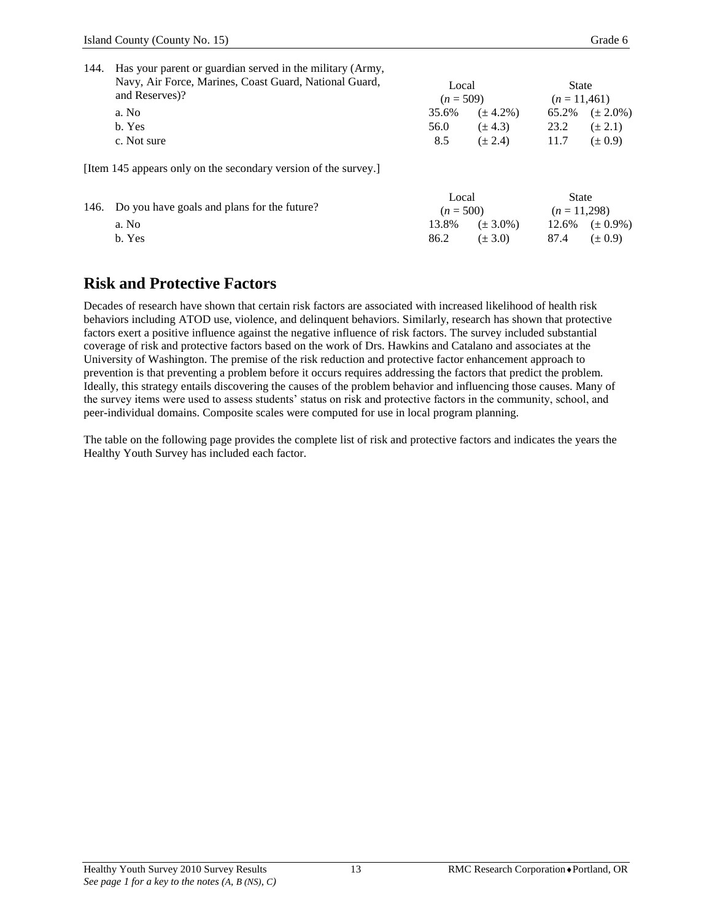144. Has your parent or guardian served in the military (Army, Navy, Air Force, Marines, Coast Guard, National Guard, and Reserves)?

| | Local ($n$ = 509) | | State ($n$ = 11,461) | |
|---|---|---|---|---|
| a. No | 35.6% | (± 4.2%) | 65.2% | (± 2.0%) |
| b. Yes | 56.0 | (± 4.3) | 23.2 | (± 2.1) |
| c. Not sure | 8.5 | (± 2.4) | 11.7 | (± 0.9) |

[Item 145 appears only on the secondary version of the survey.]

146. Do you have goals and plans for the future?

| | Local ($n$ = 500) | | State ($n$ = 11,298) | |
|---|---|---|---|---|
| a. No | 13.8% | (± 3.0%) | 12.6% | (± 0.9%) |
| b. Yes | 86.2 | (± 3.0) | 87.4 | (± 0.9) |

## Risk and Protective Factors

Decades of research have shown that certain risk factors are associated with increased likelihood of health risk behaviors including ATOD use, violence, and delinquent behaviors. Similarly, research has shown that protective factors exert a positive influence against the negative influence of risk factors. The survey included substantial coverage of risk and protective factors based on the work of Drs. Hawkins and Catalano and associates at the University of Washington. The premise of the risk reduction and protective factor enhancement approach to prevention is that preventing a problem before it occurs requires addressing the factors that predict the problem. Ideally, this strategy entails discovering the causes of the problem behavior and influencing those causes. Many of the survey items were used to assess students' status on risk and protective factors in the community, school, and peer-individual domains. Composite scales were computed for use in local program planning.

The table on the following page provides the complete list of risk and protective factors and indicates the years the Healthy Youth Survey has included each factor.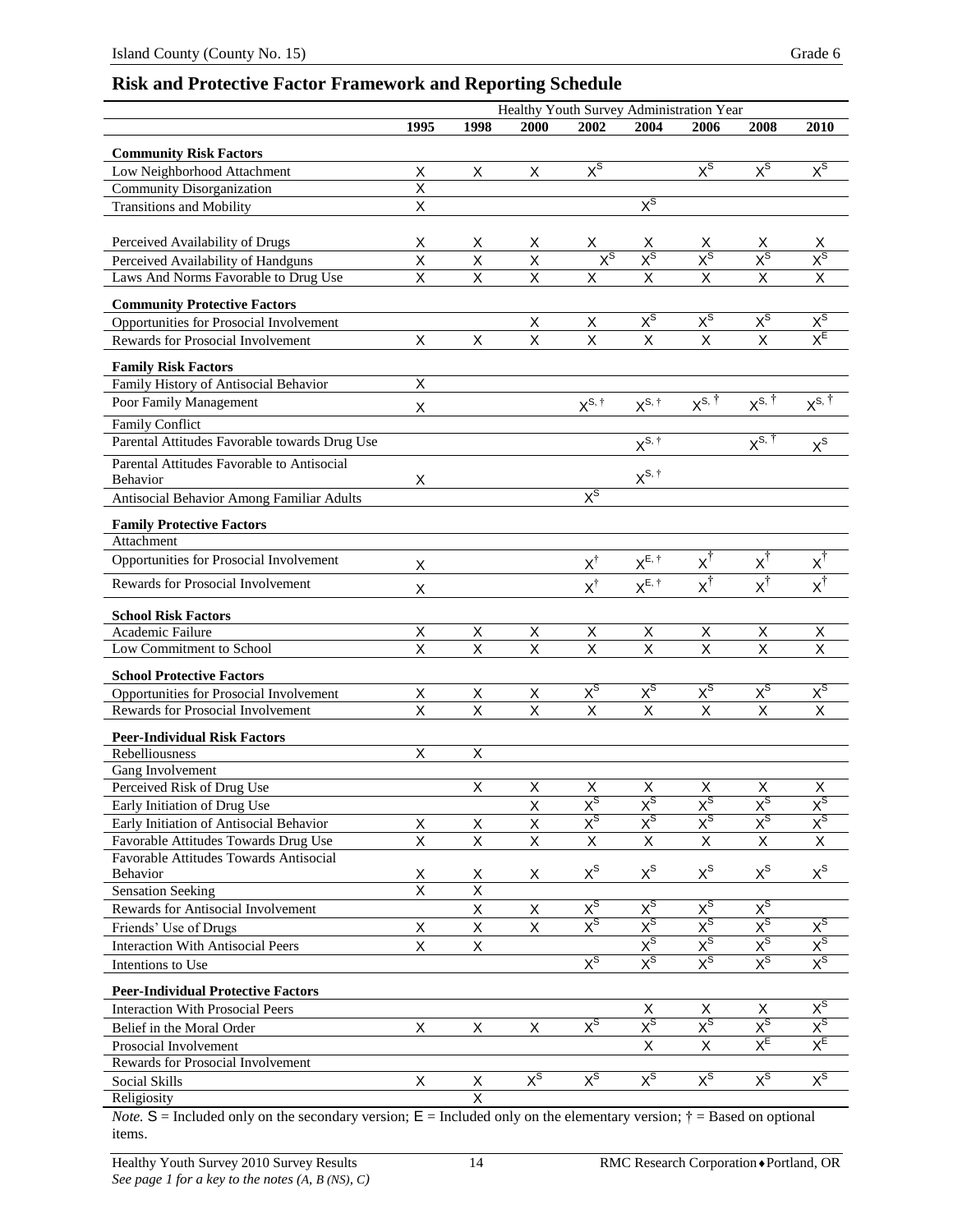## Risk and Protective Factor Framework and Reporting Schedule

| | Healthy Youth Survey Administration Year | | | | | | | |
|---|---|---|---|---|---|---|---|---|
| | 1995 | 1998 | 2000 | 2002 | 2004 | 2006 | 2008 | 2010 |
| **Community Risk Factors** | | | | | | | | |
| Low Neighborhood Attachment | X | X | X | $X^S$ | | $X^S$ | $X^S$ | $X^S$ |
| Community Disorganization | X | | | | | | | |
| Transitions and Mobility | X | | | | $X^S$ | | | |
| Perceived Availability of Drugs | X | X | X | X | X | X | X | X |
| Perceived Availability of Handguns | X | X | X | $X^S$ | $X^S$ | $X^S$ | $X^S$ | $X^S$ |
| Laws And Norms Favorable to Drug Use | X | X | X | X | X | X | X | X |
| **Community Protective Factors** | | | | | | | | |
| Opportunities for Prosocial Involvement | | | X | X | $X^S$ | $X^S$ | $X^S$ | $X^S$ |
| Rewards for Prosocial Involvement | X | X | X | X | X | X | X | $X^E$ |
| **Family Risk Factors** | | | | | | | | |
| Family History of Antisocial Behavior | X | | | | | | | |
| Poor Family Management | X | | | $X^{S,†}$ | $X^{S,†}$ | $X^{S,†}$ | $X^{S,†}$ | $X^{S,†}$ |
| Family Conflict | | | | | | | | |
| Parental Attitudes Favorable towards Drug Use | | | | | $X^{S,†}$ | | $X^{S,†}$ | $X^S$ |
| Parental Attitudes Favorable to Antisocial Behavior | X | | | | $X^{S,†}$ | | | |
| Antisocial Behavior Among Familiar Adults | | | | $X^S$ | | | | |
| **Family Protective Factors** | | | | | | | | |
| Attachment | | | | | | | | |
| Opportunities for Prosocial Involvement | X | | | $X^†$ | $X^{E,†}$ | $X^†$ | $X^†$ | $X^†$ |
| Rewards for Prosocial Involvement | X | | | $X^†$ | $X^{E,†}$ | $X^†$ | $X^†$ | $X^†$ |
| **School Risk Factors** | | | | | | | | |
| Academic Failure | X | X | X | X | X | X | X | X |
| Low Commitment to School | X | X | X | X | X | X | X | X |
| **School Protective Factors** | | | | | | | | |
| Opportunities for Prosocial Involvement | X | X | X | $X^S$ | $X^S$ | $X^S$ | $X^S$ | $X^S$ |
| Rewards for Prosocial Involvement | X | X | X | X | X | X | X | X |
| **Peer-Individual Risk Factors** | | | | | | | | |
| Rebelliousness | X | X | | | | | | |
| Gang Involvement | | | | | | | | |
| Perceived Risk of Drug Use | | X | X | X | X | X | X | X |
| Early Initiation of Drug Use | | | X | $X^S$ | $X^S$ | $X^S$ | $X^S$ | $X^S$ |
| Early Initiation of Antisocial Behavior | X | X | X | $X^S$ | $X^S$ | $X^S$ | $X^S$ | $X^S$ |
| Favorable Attitudes Towards Drug Use | X | X | X | X | X | X | X | X |
| Favorable Attitudes Towards Antisocial Behavior | X | X | X | $X^S$ | $X^S$ | $X^S$ | $X^S$ | $X^S$ |
| Sensation Seeking | X | X | | | | | | |
| Rewards for Antisocial Involvement | | X | X | $X^S$ | $X^S$ | $X^S$ | $X^S$ | |
| Friends' Use of Drugs | X | X | X | $X^S$ | $X^S$ | $X^S$ | $X^S$ | $X^S$ |
| Interaction With Antisocial Peers | X | X | | | $X^S$ | $X^S$ | $X^S$ | $X^S$ |
| Intentions to Use | | | | $X^S$ | $X^S$ | $X^S$ | $X^S$ | $X^S$ |
| **Peer-Individual Protective Factors** | | | | | | | | |
| Interaction With Prosocial Peers | | | | | X | X | X | $X^S$ |
| Belief in the Moral Order | X | X | X | $X^S$ | $X^S$ | $X^S$ | $X^S$ | $X^S$ |
| Prosocial Involvement | | | | | X | X | $X^E$ | $X^E$ |
| Rewards for Prosocial Involvement | | | | | | | | |
| Social Skills | X | X | $X^S$ | $X^S$ | $X^S$ | $X^S$ | $X^S$ | $X^S$ |
| Religiosity | | X | | | | | | |

*Note.* S = Included only on the secondary version; E = Included only on the elementary version; † = Based on optional items.

*See page 1 for a key to the notes (A, B (NS), C)*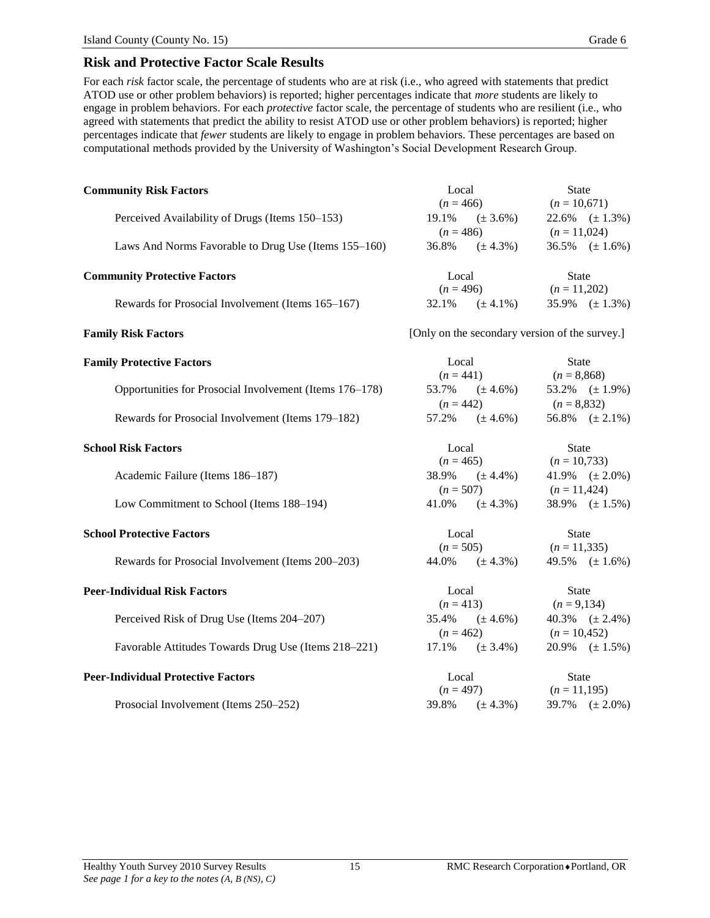## Risk and Protective Factor Scale Results

For each *risk* factor scale, the percentage of students who are at risk (i.e., who agreed with statements that predict ATOD use or other problem behaviors) is reported; higher percentages indicate that *more* students are likely to engage in problem behaviors. For each *protective* factor scale, the percentage of students who are resilient (i.e., who agreed with statements that predict the ability to resist ATOD use or other problem behaviors) is reported; higher percentages indicate that *fewer* students are likely to engage in problem behaviors. These percentages are based on computational methods provided by the University of Washington's Social Development Research Group.

| | Local | State |
|---|---|---|
| **Community Risk Factors** | | |
| | (*n* = 466) | (*n* = 10,671) |
| Perceived Availability of Drugs (Items 150–153) | 19.1% (± 3.6%) | 22.6% (± 1.3%) |
| | (*n* = 486) | (*n* = 11,024) |
| Laws And Norms Favorable to Drug Use (Items 155–160) | 36.8% (± 4.3%) | 36.5% (± 1.6%) |
| **Community Protective Factors** | | |
| | (*n* = 496) | (*n* = 11,202) |
| Rewards for Prosocial Involvement (Items 165–167) | 32.1% (± 4.1%) | 35.9% (± 1.3%) |
| **Family Risk Factors** | [Only on the secondary version of the survey.] | |
| **Family Protective Factors** | | |
| | (*n* = 441) | (*n* = 8,868) |
| Opportunities for Prosocial Involvement (Items 176–178) | 53.7% (± 4.6%) | 53.2% (± 1.9%) |
| | (*n* = 442) | (*n* = 8,832) |
| Rewards for Prosocial Involvement (Items 179–182) | 57.2% (± 4.6%) | 56.8% (± 2.1%) |
| **School Risk Factors** | | |
| | (*n* = 465) | (*n* = 10,733) |
| Academic Failure (Items 186–187) | 38.9% (± 4.4%) | 41.9% (± 2.0%) |
| | (*n* = 507) | (*n* = 11,424) |
| Low Commitment to School (Items 188–194) | 41.0% (± 4.3%) | 38.9% (± 1.5%) |
| **School Protective Factors** | | |
| | (*n* = 505) | (*n* = 11,335) |
| Rewards for Prosocial Involvement (Items 200–203) | 44.0% (± 4.3%) | 49.5% (± 1.6%) |
| **Peer-Individual Risk Factors** | | |
| | (*n* = 413) | (*n* = 9,134) |
| Perceived Risk of Drug Use (Items 204–207) | 35.4% (± 4.6%) | 40.3% (± 2.4%) |
| | (*n* = 462) | (*n* = 10,452) |
| Favorable Attitudes Towards Drug Use (Items 218–221) | 17.1% (± 3.4%) | 20.9% (± 1.5%) |
| **Peer-Individual Protective Factors** | | |
| | (*n* = 497) | (*n* = 11,195) |
| Prosocial Involvement (Items 250–252) | 39.8% (± 4.3%) | 39.7% (± 2.0%) |

*See page 1 for a key to the notes (A, B (NS), C)*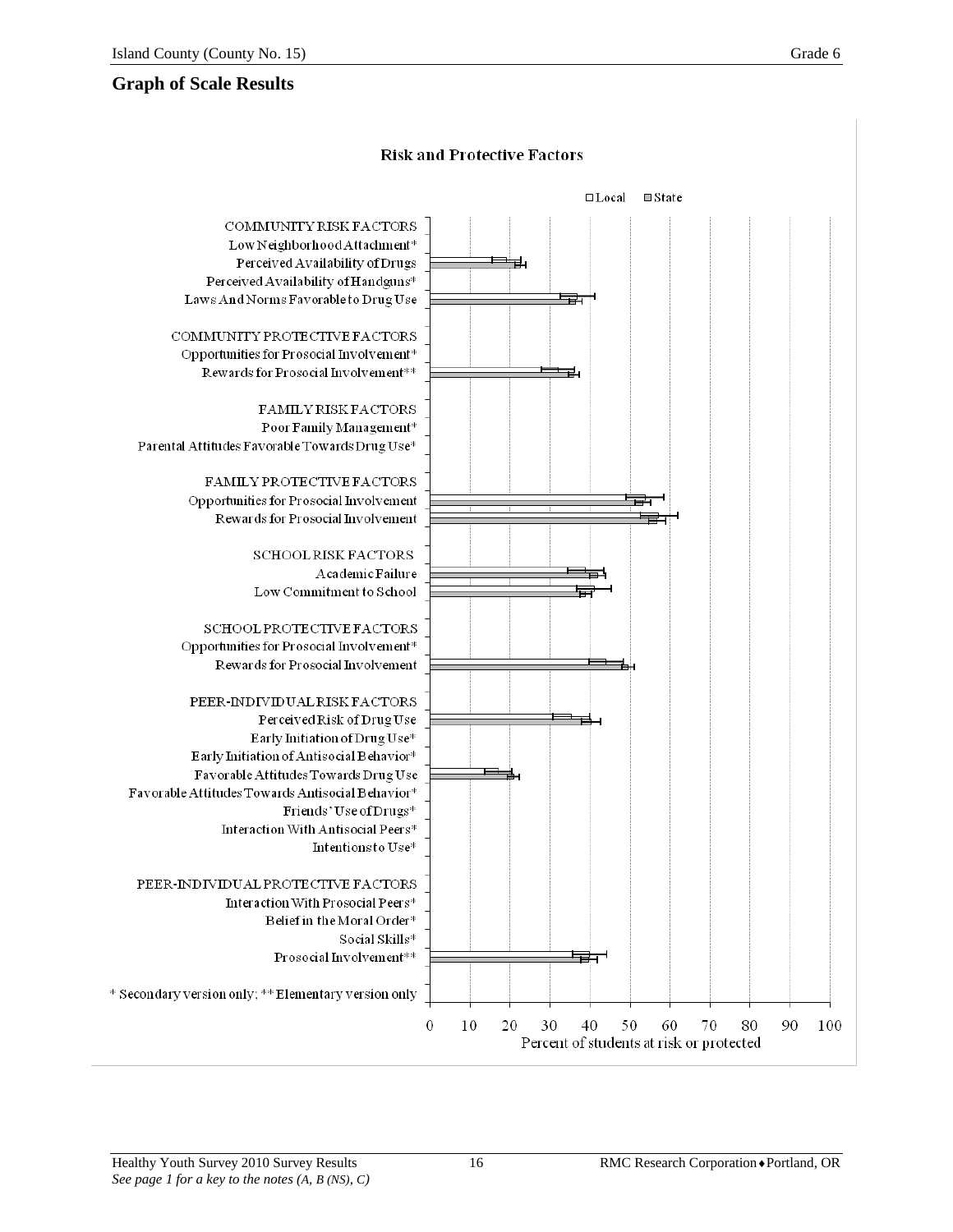## Graph of Scale Results

**Risk and Protective Factors**

□ Local ▨ State

COMMUNITY RISK FACTORS
Low Neighborhood Attachment*
Perceived Availability of Drugs
Perceived Availability of Handguns*
Laws And Norms Favorable to Drug Use

COMMUNITY PROTECTIVE FACTORS
Opportunities for Prosocial Involvement*
Rewards for Prosocial Involvement**

FAMILY RISK FACTORS
Poor Family Management*
Parental Attitudes Favorable Towards Drug Use*

FAMILY PROTECTIVE FACTORS
Opportunities for Prosocial Involvement
Rewards for Prosocial Involvement

SCHOOL RISK FACTORS
Academic Failure
Low Commitment to School

SCHOOL PROTECTIVE FACTORS
Opportunities for Prosocial Involvement*
Rewards for Prosocial Involvement

PEER-INDIVIDUAL RISK FACTORS
Perceived Risk of Drug Use
Early Initiation of Drug Use*
Early Initiation of Antisocial Behavior*
Favorable Attitudes Towards Drug Use
Favorable Attitudes Towards Antisocial Behavior*
Friends' Use of Drugs*
Interaction With Antisocial Peers*
Intentions to Use*

PEER-INDIVIDUAL PROTECTIVE FACTORS
Interaction With Prosocial Peers*
Belief in the Moral Order*
Social Skills*
Prosocial Involvement**

\* Secondary version only; ** Elementary version only

0 10 20 30 40 50 60 70 80 90 100

Percent of students at risk or protected

*See page 1 for a key to the notes (A, B (NS), C)*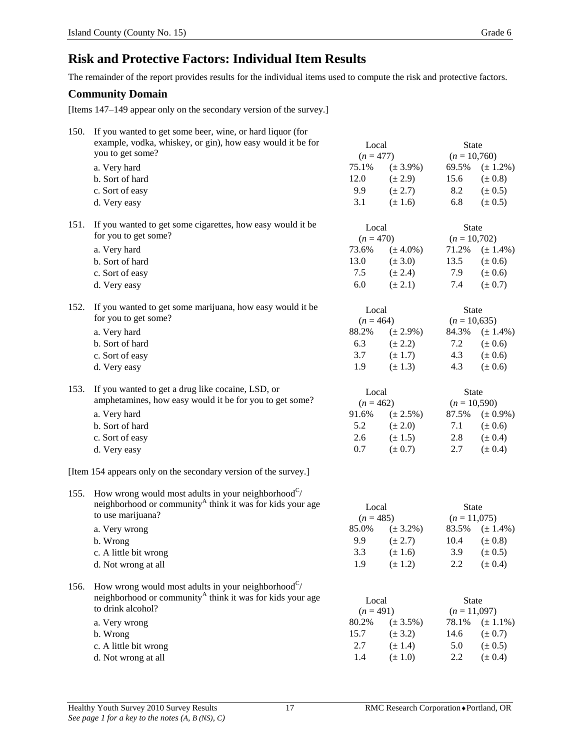## Risk and Protective Factors: Individual Item Results

The remainder of the report provides results for the individual items used to compute the risk and protective factors.

### Community Domain

[Items 147–149 appear only on the secondary version of the survey.]

150. If you wanted to get some beer, wine, or hard liquor (for example, vodka, whiskey, or gin), how easy would it be for you to get some?

| | Local ($n$ = 477) | | State ($n$ = 10,760) | |
|---|---|---|---|---|
| a. Very hard | 75.1% | (± 3.9%) | 69.5% | (± 1.2%) |
| b. Sort of hard | 12.0 | (± 2.9) | 15.6 | (± 0.8) |
| c. Sort of easy | 9.9 | (± 2.7) | 8.2 | (± 0.5) |
| d. Very easy | 3.1 | (± 1.6) | 6.8 | (± 0.5) |

151. If you wanted to get some cigarettes, how easy would it be for you to get some?

| | Local ($n$ = 470) | | State ($n$ = 10,702) | |
|---|---|---|---|---|
| a. Very hard | 73.6% | (± 4.0%) | 71.2% | (± 1.4%) |
| b. Sort of hard | 13.0 | (± 3.0) | 13.5 | (± 0.6) |
| c. Sort of easy | 7.5 | (± 2.4) | 7.9 | (± 0.6) |
| d. Very easy | 6.0 | (± 2.1) | 7.4 | (± 0.7) |

152. If you wanted to get some marijuana, how easy would it be for you to get some?

| | Local ($n$ = 464) | | State ($n$ = 10,635) | |
|---|---|---|---|---|
| a. Very hard | 88.2% | (± 2.9%) | 84.3% | (± 1.4%) |
| b. Sort of hard | 6.3 | (± 2.2) | 7.2 | (± 0.6) |
| c. Sort of easy | 3.7 | (± 1.7) | 4.3 | (± 0.6) |
| d. Very easy | 1.9 | (± 1.3) | 4.3 | (± 0.6) |

153. If you wanted to get a drug like cocaine, LSD, or amphetamines, how easy would it be for you to get some?

| | Local ($n$ = 462) | | State ($n$ = 10,590) | |
|---|---|---|---|---|
| a. Very hard | 91.6% | (± 2.5%) | 87.5% | (± 0.9%) |
| b. Sort of hard | 5.2 | (± 2.0) | 7.1 | (± 0.6) |
| c. Sort of easy | 2.6 | (± 1.5) | 2.8 | (± 0.4) |
| d. Very easy | 0.7 | (± 0.7) | 2.7 | (± 0.4) |

[Item 154 appears only on the secondary version of the survey.]

155. How wrong would most adults in your neighborhood[C]/ neighborhood or community[A] think it was for kids your age to use marijuana?

| | Local ($n$ = 485) | | State ($n$ = 11,075) | |
|---|---|---|---|---|
| a. Very wrong | 85.0% | (± 3.2%) | 83.5% | (± 1.4%) |
| b. Wrong | 9.9 | (± 2.7) | 10.4 | (± 0.8) |
| c. A little bit wrong | 3.3 | (± 1.6) | 3.9 | (± 0.5) |
| d. Not wrong at all | 1.9 | (± 1.2) | 2.2 | (± 0.4) |

156. How wrong would most adults in your neighborhood[C]/ neighborhood or community[A] think it was for kids your age to drink alcohol?

| | Local ($n$ = 491) | | State ($n$ = 11,097) | |
|---|---|---|---|---|
| a. Very wrong | 80.2% | (± 3.5%) | 78.1% | (± 1.1%) |
| b. Wrong | 15.7 | (± 3.2) | 14.6 | (± 0.7) |
| c. A little bit wrong | 2.7 | (± 1.4) | 5.0 | (± 0.5) |
| d. Not wrong at all | 1.4 | (± 1.0) | 2.2 | (± 0.4) |

*See page 1 for a key to the notes (A, B (NS), C)*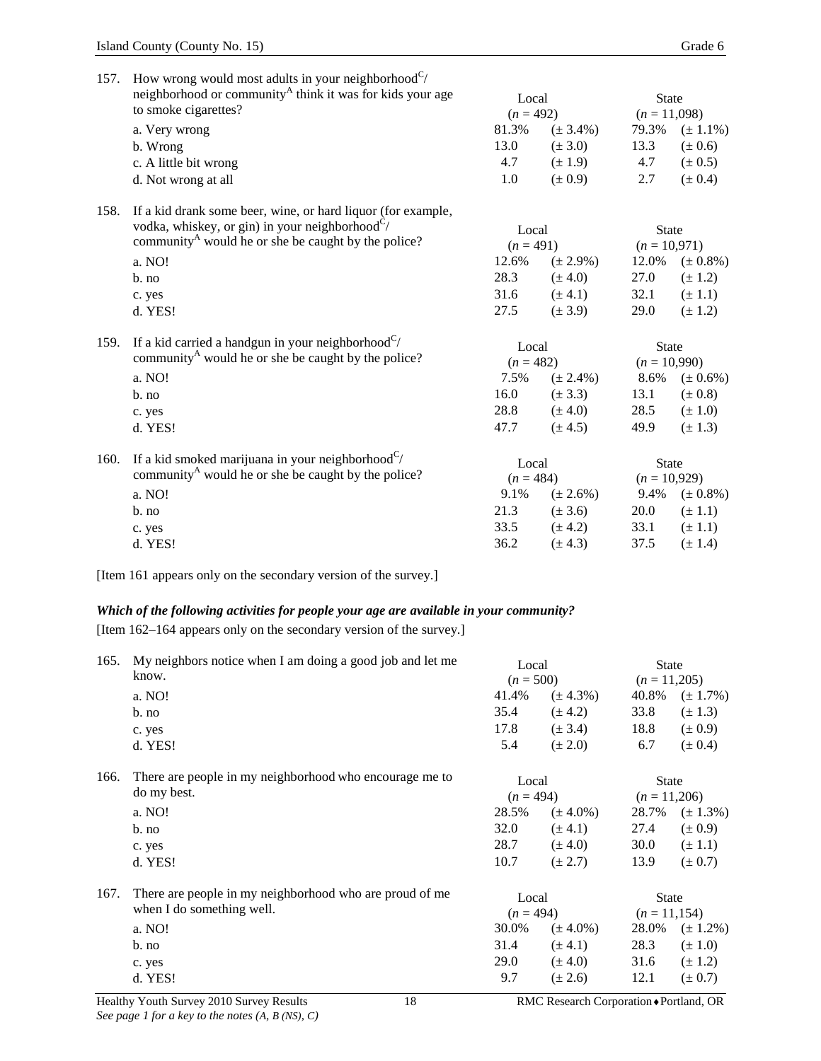157. How wrong would most adults in your neighborhood[C]/ neighborhood or community[A] think it was for kids your age to smoke cigarettes?

| | Local ($n$ = 492) | | State ($n$ = 11,098) | |
|---|---|---|---|---|
| a. Very wrong | 81.3% | (± 3.4%) | 79.3% | (± 1.1%) |
| b. Wrong | 13.0 | (± 3.0) | 13.3 | (± 0.6) |
| c. A little bit wrong | 4.7 | (± 1.9) | 4.7 | (± 0.5) |
| d. Not wrong at all | 1.0 | (± 0.9) | 2.7 | (± 0.4) |

158. If a kid drank some beer, wine, or hard liquor (for example, vodka, whiskey, or gin) in your neighborhood[C]/ community[A] would he or she be caught by the police?

| | Local ($n$ = 491) | | State ($n$ = 10,971) | |
|---|---|---|---|---|
| a. NO! | 12.6% | (± 2.9%) | 12.0% | (± 0.8%) |
| b. no | 28.3 | (± 4.0) | 27.0 | (± 1.2) |
| c. yes | 31.6 | (± 4.1) | 32.1 | (± 1.1) |
| d. YES! | 27.5 | (± 3.9) | 29.0 | (± 1.2) |

159. If a kid carried a handgun in your neighborhood[C]/ community[A] would he or she be caught by the police?

| | Local ($n$ = 482) | | State ($n$ = 10,990) | |
|---|---|---|---|---|
| a. NO! | 7.5% | (± 2.4%) | 8.6% | (± 0.6%) |
| b. no | 16.0 | (± 3.3) | 13.1 | (± 0.8) |
| c. yes | 28.8 | (± 4.0) | 28.5 | (± 1.0) |
| d. YES! | 47.7 | (± 4.5) | 49.9 | (± 1.3) |

160. If a kid smoked marijuana in your neighborhood[C]/ community[A] would he or she be caught by the police?

| | Local ($n$ = 484) | | State ($n$ = 10,929) | |
|---|---|---|---|---|
| a. NO! | 9.1% | (± 2.6%) | 9.4% | (± 0.8%) |
| b. no | 21.3 | (± 3.6) | 20.0 | (± 1.1) |
| c. yes | 33.5 | (± 4.2) | 33.1 | (± 1.1) |
| d. YES! | 36.2 | (± 4.3) | 37.5 | (± 1.4) |

[Item 161 appears only on the secondary version of the survey.]

***Which of the following activities for people your age are available in your community?***

[Item 162–164 appears only on the secondary version of the survey.]

165. My neighbors notice when I am doing a good job and let me know.

| | Local ($n$ = 500) | | State ($n$ = 11,205) | |
|---|---|---|---|---|
| a. NO! | 41.4% | (± 4.3%) | 40.8% | (± 1.7%) |
| b. no | 35.4 | (± 4.2) | 33.8 | (± 1.3) |
| c. yes | 17.8 | (± 3.4) | 18.8 | (± 0.9) |
| d. YES! | 5.4 | (± 2.0) | 6.7 | (± 0.4) |

166. There are people in my neighborhood who encourage me to do my best.

| | Local ($n$ = 494) | | State ($n$ = 11,206) | |
|---|---|---|---|---|
| a. NO! | 28.5% | (± 4.0%) | 28.7% | (± 1.3%) |
| b. no | 32.0 | (± 4.1) | 27.4 | (± 0.9) |
| c. yes | 28.7 | (± 4.0) | 30.0 | (± 1.1) |
| d. YES! | 10.7 | (± 2.7) | 13.9 | (± 0.7) |

167. There are people in my neighborhood who are proud of me when I do something well.

| | Local ($n$ = 494) | | State ($n$ = 11,154) | |
|---|---|---|---|---|
| a. NO! | 30.0% | (± 4.0%) | 28.0% | (± 1.2%) |
| b. no | 31.4 | (± 4.1) | 28.3 | (± 1.0) |
| c. yes | 29.0 | (± 4.0) | 31.6 | (± 1.2) |
| d. YES! | 9.7 | (± 2.6) | 12.1 | (± 0.7) |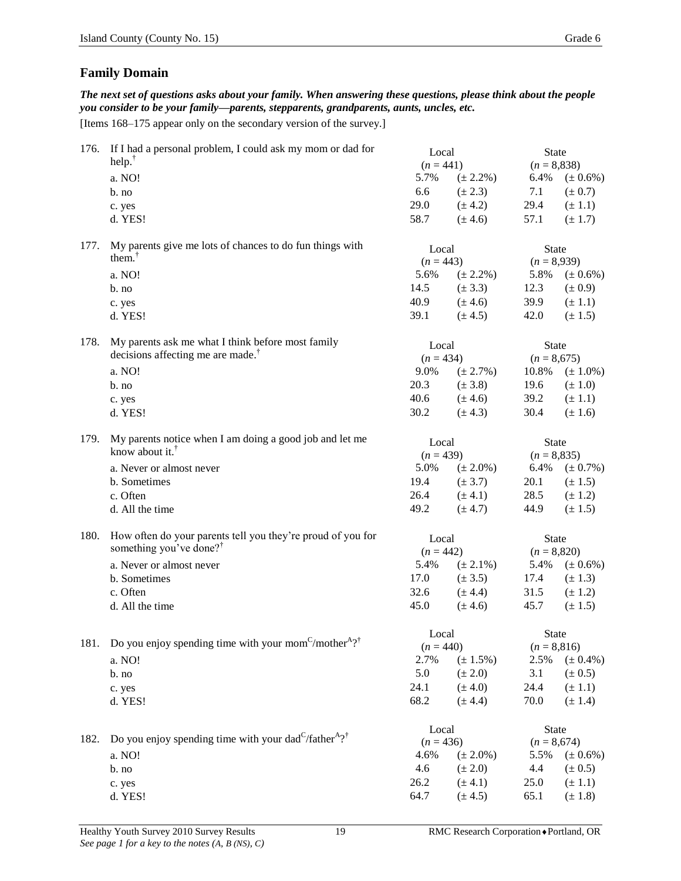## Family Domain

***The next set of questions asks about your family. When answering these questions, please think about the people you consider to be your family—parents, stepparents, grandparents, aunts, uncles, etc.***

[Items 168–175 appear only on the secondary version of the survey.]

176. If I had a personal problem, I could ask my mom or dad for help.†

| | Local ($n = 441$) | | State ($n = 8,838$) | |
|---|---|---|---|---|
| a. NO! | 5.7% | (± 2.2%) | 6.4% | (± 0.6%) |
| b. no | 6.6 | (± 2.3) | 7.1 | (± 0.7) |
| c. yes | 29.0 | (± 4.2) | 29.4 | (± 1.1) |
| d. YES! | 58.7 | (± 4.6) | 57.1 | (± 1.7) |

177. My parents give me lots of chances to do fun things with them.†

| | Local ($n = 443$) | | State ($n = 8,939$) | |
|---|---|---|---|---|
| a. NO! | 5.6% | (± 2.2%) | 5.8% | (± 0.6%) |
| b. no | 14.5 | (± 3.3) | 12.3 | (± 0.9) |
| c. yes | 40.9 | (± 4.6) | 39.9 | (± 1.1) |
| d. YES! | 39.1 | (± 4.5) | 42.0 | (± 1.5) |

178. My parents ask me what I think before most family decisions affecting me are made.†

| | Local ($n = 434$) | | State ($n = 8,675$) | |
|---|---|---|---|---|
| a. NO! | 9.0% | (± 2.7%) | 10.8% | (± 1.0%) |
| b. no | 20.3 | (± 3.8) | 19.6 | (± 1.0) |
| c. yes | 40.6 | (± 4.6) | 39.2 | (± 1.1) |
| d. YES! | 30.2 | (± 4.3) | 30.4 | (± 1.6) |

179. My parents notice when I am doing a good job and let me know about it.†

| | Local ($n = 439$) | | State ($n = 8,835$) | |
|---|---|---|---|---|
| a. Never or almost never | 5.0% | (± 2.0%) | 6.4% | (± 0.7%) |
| b. Sometimes | 19.4 | (± 3.7) | 20.1 | (± 1.5) |
| c. Often | 26.4 | (± 4.1) | 28.5 | (± 1.2) |
| d. All the time | 49.2 | (± 4.7) | 44.9 | (± 1.5) |

180. How often do your parents tell you they're proud of you for something you've done?†

| | Local ($n = 442$) | | State ($n = 8,820$) | |
|---|---|---|---|---|
| a. Never or almost never | 5.4% | (± 2.1%) | 5.4% | (± 0.6%) |
| b. Sometimes | 17.0 | (± 3.5) | 17.4 | (± 1.3) |
| c. Often | 32.6 | (± 4.4) | 31.5 | (± 1.2) |
| d. All the time | 45.0 | (± 4.6) | 45.7 | (± 1.5) |

181. Do you enjoy spending time with your mom[C]/mother[A]?†

| | Local ($n = 440$) | | State ($n = 8,816$) | |
|---|---|---|---|---|
| a. NO! | 2.7% | (± 1.5%) | 2.5% | (± 0.4%) |
| b. no | 5.0 | (± 2.0) | 3.1 | (± 0.5) |
| c. yes | 24.1 | (± 4.0) | 24.4 | (± 1.1) |
| d. YES! | 68.2 | (± 4.4) | 70.0 | (± 1.4) |

182. Do you enjoy spending time with your dad[C]/father[A]?†

| | Local ($n = 436$) | | State ($n = 8,674$) | |
|---|---|---|---|---|
| a. NO! | 4.6% | (± 2.0%) | 5.5% | (± 0.6%) |
| b. no | 4.6 | (± 2.0) | 4.4 | (± 0.5) |
| c. yes | 26.2 | (± 4.1) | 25.0 | (± 1.1) |
| d. YES! | 64.7 | (± 4.5) | 65.1 | (± 1.8) |

*See page 1 for a key to the notes (A, B (NS), C)*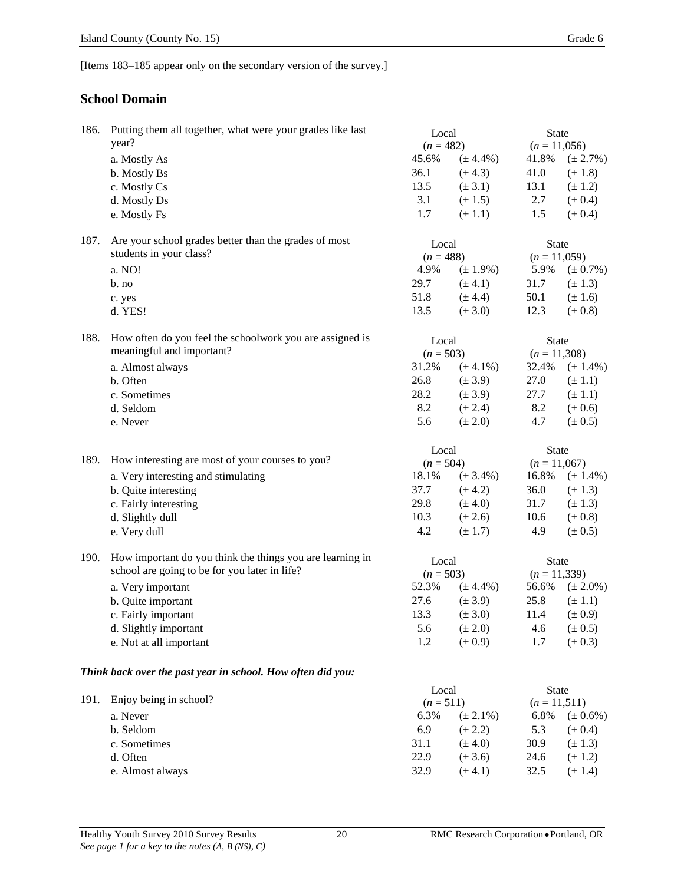[Items 183–185 appear only on the secondary version of the survey.]

## School Domain

186. Putting them all together, what were your grades like last year?

| | Local ($n$ = 482) | | State ($n$ = 11,056) | |
|---|---|---|---|---|
| a. Mostly As | 45.6% | (± 4.4%) | 41.8% | (± 2.7%) |
| b. Mostly Bs | 36.1 | (± 4.3) | 41.0 | (± 1.8) |
| c. Mostly Cs | 13.5 | (± 3.1) | 13.1 | (± 1.2) |
| d. Mostly Ds | 3.1 | (± 1.5) | 2.7 | (± 0.4) |
| e. Mostly Fs | 1.7 | (± 1.1) | 1.5 | (± 0.4) |

187. Are your school grades better than the grades of most students in your class?

| | Local ($n$ = 488) | | State ($n$ = 11,059) | |
|---|---|---|---|---|
| a. NO! | 4.9% | (± 1.9%) | 5.9% | (± 0.7%) |
| b. no | 29.7 | (± 4.1) | 31.7 | (± 1.3) |
| c. yes | 51.8 | (± 4.4) | 50.1 | (± 1.6) |
| d. YES! | 13.5 | (± 3.0) | 12.3 | (± 0.8) |

188. How often do you feel the schoolwork you are assigned is meaningful and important?

| | Local ($n$ = 503) | | State ($n$ = 11,308) | |
|---|---|---|---|---|
| a. Almost always | 31.2% | (± 4.1%) | 32.4% | (± 1.4%) |
| b. Often | 26.8 | (± 3.9) | 27.0 | (± 1.1) |
| c. Sometimes | 28.2 | (± 3.9) | 27.7 | (± 1.1) |
| d. Seldom | 8.2 | (± 2.4) | 8.2 | (± 0.6) |
| e. Never | 5.6 | (± 2.0) | 4.7 | (± 0.5) |

189. How interesting are most of your courses to you?

| | Local ($n$ = 504) | | State ($n$ = 11,067) | |
|---|---|---|---|---|
| a. Very interesting and stimulating | 18.1% | (± 3.4%) | 16.8% | (± 1.4%) |
| b. Quite interesting | 37.7 | (± 4.2) | 36.0 | (± 1.3) |
| c. Fairly interesting | 29.8 | (± 4.0) | 31.7 | (± 1.3) |
| d. Slightly dull | 10.3 | (± 2.6) | 10.6 | (± 0.8) |
| e. Very dull | 4.2 | (± 1.7) | 4.9 | (± 0.5) |

190. How important do you think the things you are learning in school are going to be for you later in life?

| | Local ($n$ = 503) | | State ($n$ = 11,339) | |
|---|---|---|---|---|
| a. Very important | 52.3% | (± 4.4%) | 56.6% | (± 2.0%) |
| b. Quite important | 27.6 | (± 3.9) | 25.8 | (± 1.1) |
| c. Fairly important | 13.3 | (± 3.0) | 11.4 | (± 0.9) |
| d. Slightly important | 5.6 | (± 2.0) | 4.6 | (± 0.5) |
| e. Not at all important | 1.2 | (± 0.9) | 1.7 | (± 0.3) |

***Think back over the past year in school. How often did you:***

191. Enjoy being in school?

| | Local ($n$ = 511) | | State ($n$ = 11,511) | |
|---|---|---|---|---|
| a. Never | 6.3% | (± 2.1%) | 6.8% | (± 0.6%) |
| b. Seldom | 6.9 | (± 2.2) | 5.3 | (± 0.4) |
| c. Sometimes | 31.1 | (± 4.0) | 30.9 | (± 1.3) |
| d. Often | 22.9 | (± 3.6) | 24.6 | (± 1.2) |
| e. Almost always | 32.9 | (± 4.1) | 32.5 | (± 1.4) |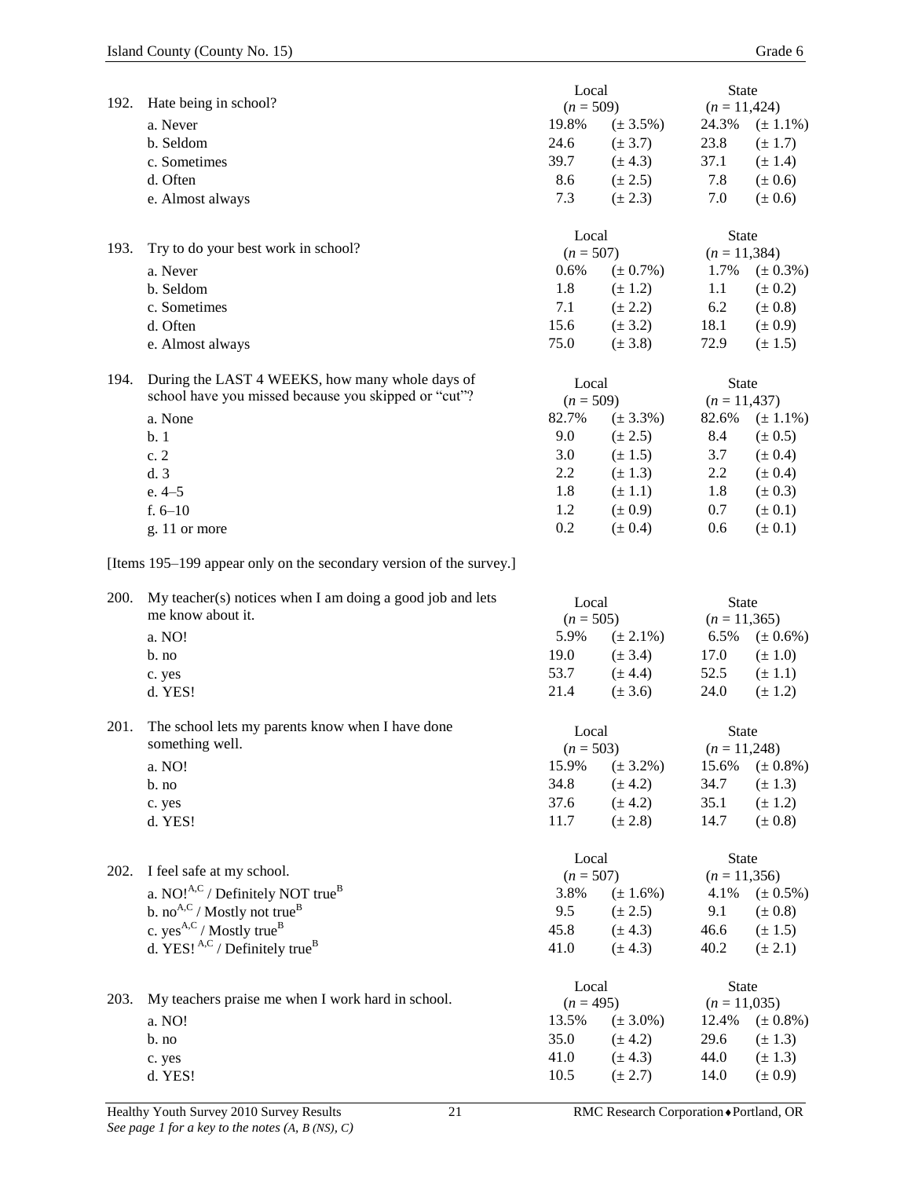| 192. Hate being in school? | Local ($n$ = 509) | | State ($n$ = 11,424) | |
|---|---|---|---|---|
| a. Never | 19.8% | (± 3.5%) | 24.3% | (± 1.1%) |
| b. Seldom | 24.6 | (± 3.7) | 23.8 | (± 1.7) |
| c. Sometimes | 39.7 | (± 4.3) | 37.1 | (± 1.4) |
| d. Often | 8.6 | (± 2.5) | 7.8 | (± 0.6) |
| e. Almost always | 7.3 | (± 2.3) | 7.0 | (± 0.6) |

| 193. Try to do your best work in school? | Local ($n$ = 507) | | State ($n$ = 11,384) | |
|---|---|---|---|---|
| a. Never | 0.6% | (± 0.7%) | 1.7% | (± 0.3%) |
| b. Seldom | 1.8 | (± 1.2) | 1.1 | (± 0.2) |
| c. Sometimes | 7.1 | (± 2.2) | 6.2 | (± 0.8) |
| d. Often | 15.6 | (± 3.2) | 18.1 | (± 0.9) |
| e. Almost always | 75.0 | (± 3.8) | 72.9 | (± 1.5) |

| 194. During the LAST 4 WEEKS, how many whole days of school have you missed because you skipped or "cut"? | Local ($n$ = 509) | | State ($n$ = 11,437) | |
|---|---|---|---|---|
| a. None | 82.7% | (± 3.3%) | 82.6% | (± 1.1%) |
| b. 1 | 9.0 | (± 2.5) | 8.4 | (± 0.5) |
| c. 2 | 3.0 | (± 1.5) | 3.7 | (± 0.4) |
| d. 3 | 2.2 | (± 1.3) | 2.2 | (± 0.4) |
| e. 4–5 | 1.8 | (± 1.1) | 1.8 | (± 0.3) |
| f. 6–10 | 1.2 | (± 0.9) | 0.7 | (± 0.1) |
| g. 11 or more | 0.2 | (± 0.4) | 0.6 | (± 0.1) |

[Items 195–199 appear only on the secondary version of the survey.]

| 200. My teacher(s) notices when I am doing a good job and lets me know about it. | Local ($n$ = 505) | | State ($n$ = 11,365) | |
|---|---|---|---|---|
| a. NO! | 5.9% | (± 2.1%) | 6.5% | (± 0.6%) |
| b. no | 19.0 | (± 3.4) | 17.0 | (± 1.0) |
| c. yes | 53.7 | (± 4.4) | 52.5 | (± 1.1) |
| d. YES! | 21.4 | (± 3.6) | 24.0 | (± 1.2) |

| 201. The school lets my parents know when I have done something well. | Local ($n$ = 503) | | State ($n$ = 11,248) | |
|---|---|---|---|---|
| a. NO! | 15.9% | (± 3.2%) | 15.6% | (± 0.8%) |
| b. no | 34.8 | (± 4.2) | 34.7 | (± 1.3) |
| c. yes | 37.6 | (± 4.2) | 35.1 | (± 1.2) |
| d. YES! | 11.7 | (± 2.8) | 14.7 | (± 0.8) |

| 202. I feel safe at my school. | Local ($n$ = 507) | | State ($n$ = 11,356) | |
|---|---|---|---|---|
| a. NO![A,C] / Definitely NOT true[B] | 3.8% | (± 1.6%) | 4.1% | (± 0.5%) |
| b. no[A,C] / Mostly not true[B] | 9.5 | (± 2.5) | 9.1 | (± 0.8) |
| c. yes[A,C] / Mostly true[B] | 45.8 | (± 4.3) | 46.6 | (± 1.5) |
| d. YES![A,C] / Definitely true[B] | 41.0 | (± 4.3) | 40.2 | (± 2.1) |

| 203. My teachers praise me when I work hard in school. | Local ($n$ = 495) | | State ($n$ = 11,035) | |
|---|---|---|---|---|
| a. NO! | 13.5% | (± 3.0%) | 12.4% | (± 0.8%) |
| b. no | 35.0 | (± 4.2) | 29.6 | (± 1.3) |
| c. yes | 41.0 | (± 4.3) | 44.0 | (± 1.3) |
| d. YES! | 10.5 | (± 2.7) | 14.0 | (± 0.9) |

*See page 1 for a key to the notes (A, B (NS), C)*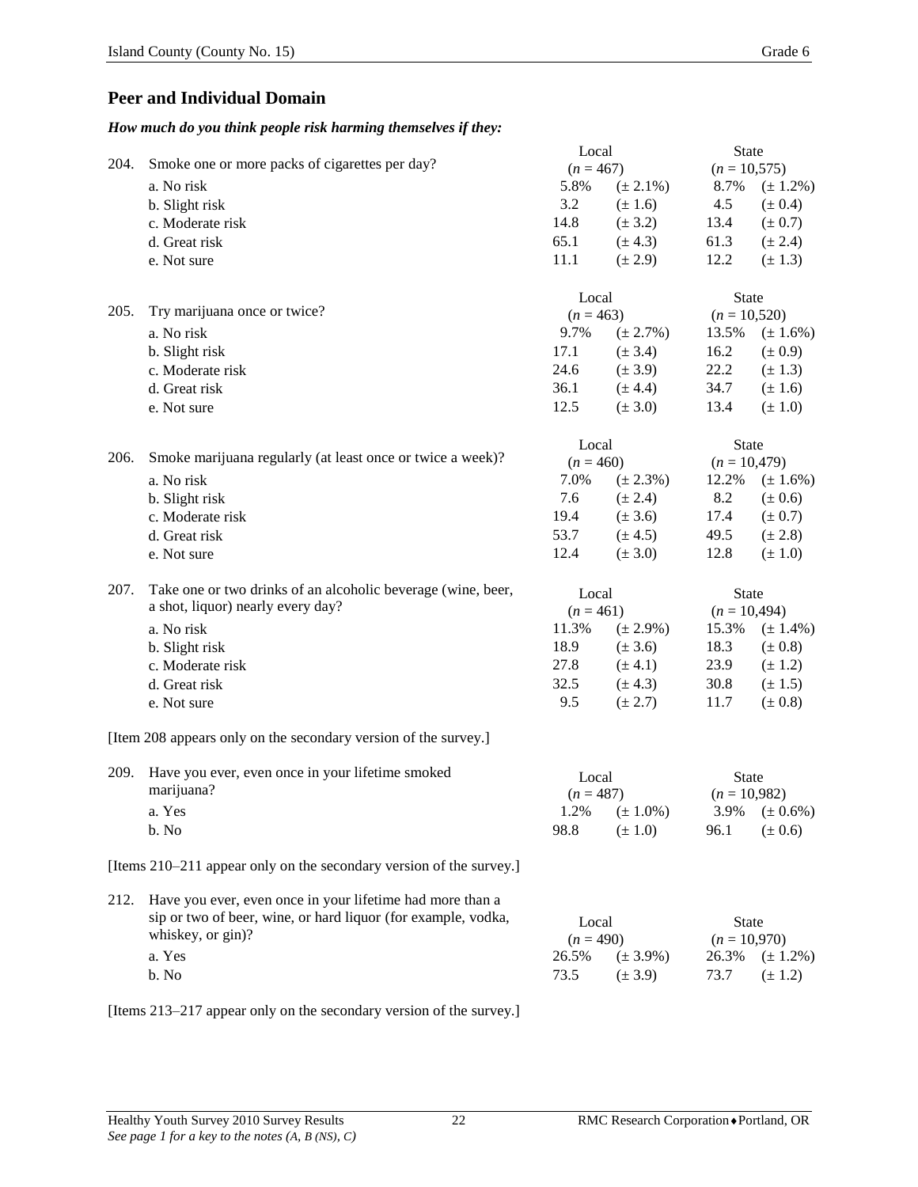## Peer and Individual Domain

***How much do you think people risk harming themselves if they:***

| | | Local | | State | |
|---|---|---|---|---|---|
| 204. | Smoke one or more packs of cigarettes per day? | (*n* = 467) | | (*n* = 10,575) | |
| | a. No risk | 5.8% | (± 2.1%) | 8.7% | (± 1.2%) |
| | b. Slight risk | 3.2 | (± 1.6) | 4.5 | (± 0.4) |
| | c. Moderate risk | 14.8 | (± 3.2) | 13.4 | (± 0.7) |
| | d. Great risk | 65.1 | (± 4.3) | 61.3 | (± 2.4) |
| | e. Not sure | 11.1 | (± 2.9) | 12.2 | (± 1.3) |

| | | Local | | State | |
|---|---|---|---|---|---|
| 205. | Try marijuana once or twice? | (*n* = 463) | | (*n* = 10,520) | |
| | a. No risk | 9.7% | (± 2.7%) | 13.5% | (± 1.6%) |
| | b. Slight risk | 17.1 | (± 3.4) | 16.2 | (± 0.9) |
| | c. Moderate risk | 24.6 | (± 3.9) | 22.2 | (± 1.3) |
| | d. Great risk | 36.1 | (± 4.4) | 34.7 | (± 1.6) |
| | e. Not sure | 12.5 | (± 3.0) | 13.4 | (± 1.0) |

| | | Local | | State | |
|---|---|---|---|---|---|
| 206. | Smoke marijuana regularly (at least once or twice a week)? | (*n* = 460) | | (*n* = 10,479) | |
| | a. No risk | 7.0% | (± 2.3%) | 12.2% | (± 1.6%) |
| | b. Slight risk | 7.6 | (± 2.4) | 8.2 | (± 0.6) |
| | c. Moderate risk | 19.4 | (± 3.6) | 17.4 | (± 0.7) |
| | d. Great risk | 53.7 | (± 4.5) | 49.5 | (± 2.8) |
| | e. Not sure | 12.4 | (± 3.0) | 12.8 | (± 1.0) |

| | | Local | | State | |
|---|---|---|---|---|---|
| 207. | Take one or two drinks of an alcoholic beverage (wine, beer, a shot, liquor) nearly every day? | (*n* = 461) | | (*n* = 10,494) | |
| | a. No risk | 11.3% | (± 2.9%) | 15.3% | (± 1.4%) |
| | b. Slight risk | 18.9 | (± 3.6) | 18.3 | (± 0.8) |
| | c. Moderate risk | 27.8 | (± 4.1) | 23.9 | (± 1.2) |
| | d. Great risk | 32.5 | (± 4.3) | 30.8 | (± 1.5) |
| | e. Not sure | 9.5 | (± 2.7) | 11.7 | (± 0.8) |

[Item 208 appears only on the secondary version of the survey.]

| | | Local | | State | |
|---|---|---|---|---|---|
| 209. | Have you ever, even once in your lifetime smoked marijuana? | (*n* = 487) | | (*n* = 10,982) | |
| | a. Yes | 1.2% | (± 1.0%) | 3.9% | (± 0.6%) |
| | b. No | 98.8 | (± 1.0) | 96.1 | (± 0.6) |

[Items 210–211 appear only on the secondary version of the survey.]

| | | Local | | State | |
|---|---|---|---|---|---|
| 212. | Have you ever, even once in your lifetime had more than a sip or two of beer, wine, or hard liquor (for example, vodka, whiskey, or gin)? | (*n* = 490) | | (*n* = 10,970) | |
| | a. Yes | 26.5% | (± 3.9%) | 26.3% | (± 1.2%) |
| | b. No | 73.5 | (± 3.9) | 73.7 | (± 1.2) |

[Items 213–217 appear only on the secondary version of the survey.]

*See page 1 for a key to the notes (A, B (NS), C)*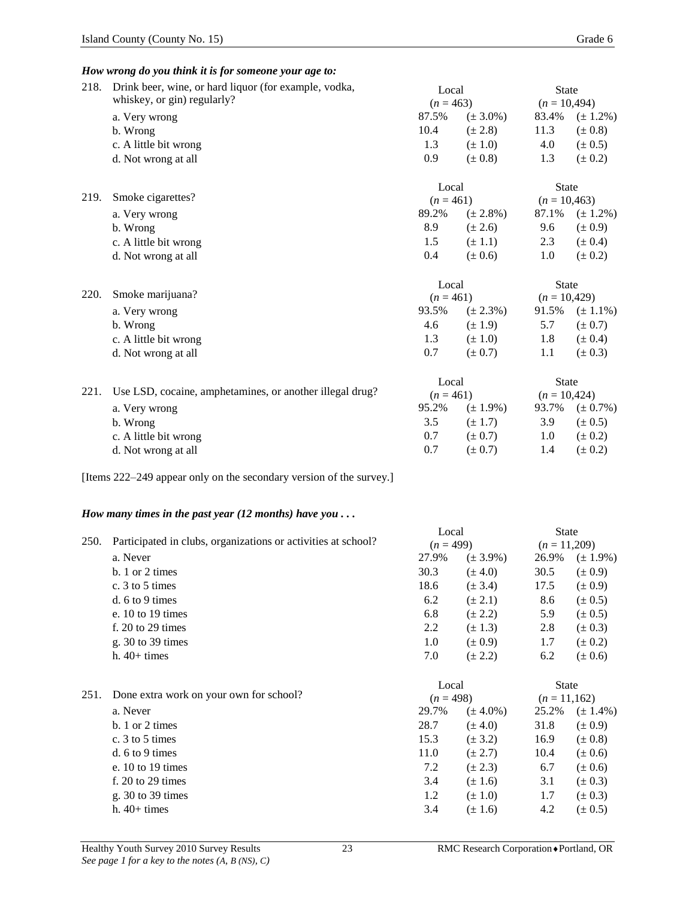### *How wrong do you think it is for someone your age to:*

| | | Local | | State | |
|---|---|---|---|---|---|
| 218. | Drink beer, wine, or hard liquor (for example, vodka, whiskey, or gin) regularly? | (*n* = 463) | | (*n* = 10,494) | |
| | a. Very wrong | 87.5% | (± 3.0%) | 83.4% | (± 1.2%) |
| | b. Wrong | 10.4 | (± 2.8) | 11.3 | (± 0.8) |
| | c. A little bit wrong | 1.3 | (± 1.0) | 4.0 | (± 0.5) |
| | d. Not wrong at all | 0.9 | (± 0.8) | 1.3 | (± 0.2) |

| | | Local | | State | |
|---|---|---|---|---|---|
| 219. | Smoke cigarettes? | (*n* = 461) | | (*n* = 10,463) | |
| | a. Very wrong | 89.2% | (± 2.8%) | 87.1% | (± 1.2%) |
| | b. Wrong | 8.9 | (± 2.6) | 9.6 | (± 0.9) |
| | c. A little bit wrong | 1.5 | (± 1.1) | 2.3 | (± 0.4) |
| | d. Not wrong at all | 0.4 | (± 0.6) | 1.0 | (± 0.2) |

| | | Local | | State | |
|---|---|---|---|---|---|
| 220. | Smoke marijuana? | (*n* = 461) | | (*n* = 10,429) | |
| | a. Very wrong | 93.5% | (± 2.3%) | 91.5% | (± 1.1%) |
| | b. Wrong | 4.6 | (± 1.9) | 5.7 | (± 0.7) |
| | c. A little bit wrong | 1.3 | (± 1.0) | 1.8 | (± 0.4) |
| | d. Not wrong at all | 0.7 | (± 0.7) | 1.1 | (± 0.3) |

| | | Local | | State | |
|---|---|---|---|---|---|
| 221. | Use LSD, cocaine, amphetamines, or another illegal drug? | (*n* = 461) | | (*n* = 10,424) | |
| | a. Very wrong | 95.2% | (± 1.9%) | 93.7% | (± 0.7%) |
| | b. Wrong | 3.5 | (± 1.7) | 3.9 | (± 0.5) |
| | c. A little bit wrong | 0.7 | (± 0.7) | 1.0 | (± 0.2) |
| | d. Not wrong at all | 0.7 | (± 0.7) | 1.4 | (± 0.2) |

[Items 222–249 appear only on the secondary version of the survey.]

### *How many times in the past year (12 months) have you . . .*

| | | Local | | State | |
|---|---|---|---|---|---|
| 250. | Participated in clubs, organizations or activities at school? | (*n* = 499) | | (*n* = 11,209) | |
| | a. Never | 27.9% | (± 3.9%) | 26.9% | (± 1.9%) |
| | b. 1 or 2 times | 30.3 | (± 4.0) | 30.5 | (± 0.9) |
| | c. 3 to 5 times | 18.6 | (± 3.4) | 17.5 | (± 0.9) |
| | d. 6 to 9 times | 6.2 | (± 2.1) | 8.6 | (± 0.5) |
| | e. 10 to 19 times | 6.8 | (± 2.2) | 5.9 | (± 0.5) |
| | f. 20 to 29 times | 2.2 | (± 1.3) | 2.8 | (± 0.3) |
| | g. 30 to 39 times | 1.0 | (± 0.9) | 1.7 | (± 0.2) |
| | h. 40+ times | 7.0 | (± 2.2) | 6.2 | (± 0.6) |

| | | Local | | State | |
|---|---|---|---|---|---|
| 251. | Done extra work on your own for school? | (*n* = 498) | | (*n* = 11,162) | |
| | a. Never | 29.7% | (± 4.0%) | 25.2% | (± 1.4%) |
| | b. 1 or 2 times | 28.7 | (± 4.0) | 31.8 | (± 0.9) |
| | c. 3 to 5 times | 15.3 | (± 3.2) | 16.9 | (± 0.8) |
| | d. 6 to 9 times | 11.0 | (± 2.7) | 10.4 | (± 0.6) |
| | e. 10 to 19 times | 7.2 | (± 2.3) | 6.7 | (± 0.6) |
| | f. 20 to 29 times | 3.4 | (± 1.6) | 3.1 | (± 0.3) |
| | g. 30 to 39 times | 1.2 | (± 1.0) | 1.7 | (± 0.3) |
| | h. 40+ times | 3.4 | (± 1.6) | 4.2 | (± 0.5) |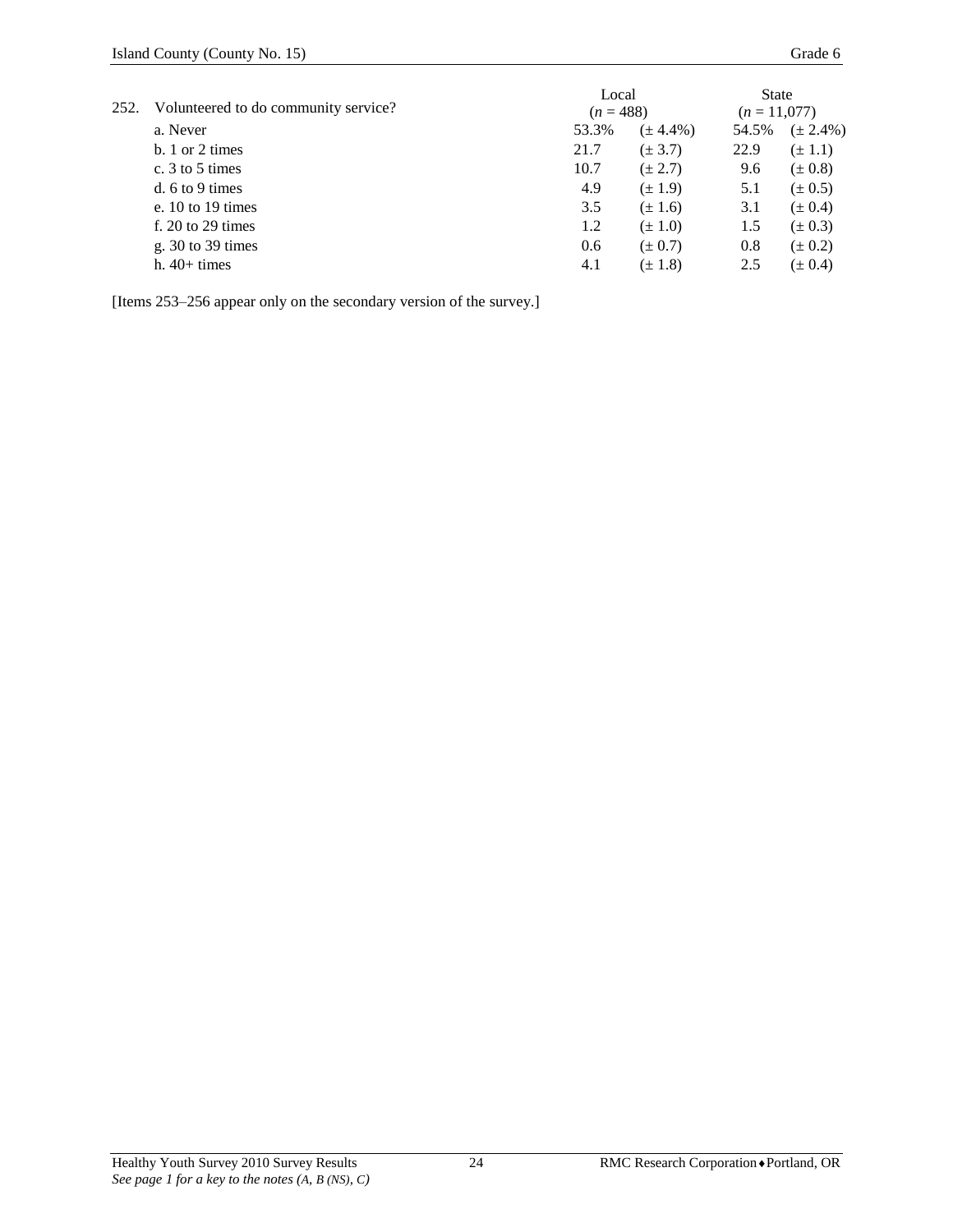| 252. Volunteered to do community service? | Local ($n$ = 488) | | State ($n$ = 11,077) | |
|---|---|---|---|---|
| a. Never | 53.3% | (± 4.4%) | 54.5% | (± 2.4%) |
| b. 1 or 2 times | 21.7 | (± 3.7) | 22.9 | (± 1.1) |
| c. 3 to 5 times | 10.7 | (± 2.7) | 9.6 | (± 0.8) |
| d. 6 to 9 times | 4.9 | (± 1.9) | 5.1 | (± 0.5) |
| e. 10 to 19 times | 3.5 | (± 1.6) | 3.1 | (± 0.4) |
| f. 20 to 29 times | 1.2 | (± 1.0) | 1.5 | (± 0.3) |
| g. 30 to 39 times | 0.6 | (± 0.7) | 0.8 | (± 0.2) |
| h. 40+ times | 4.1 | (± 1.8) | 2.5 | (± 0.4) |

[Items 253–256 appear only on the secondary version of the survey.]

*See page 1 for a key to the notes (A, B (NS), C)*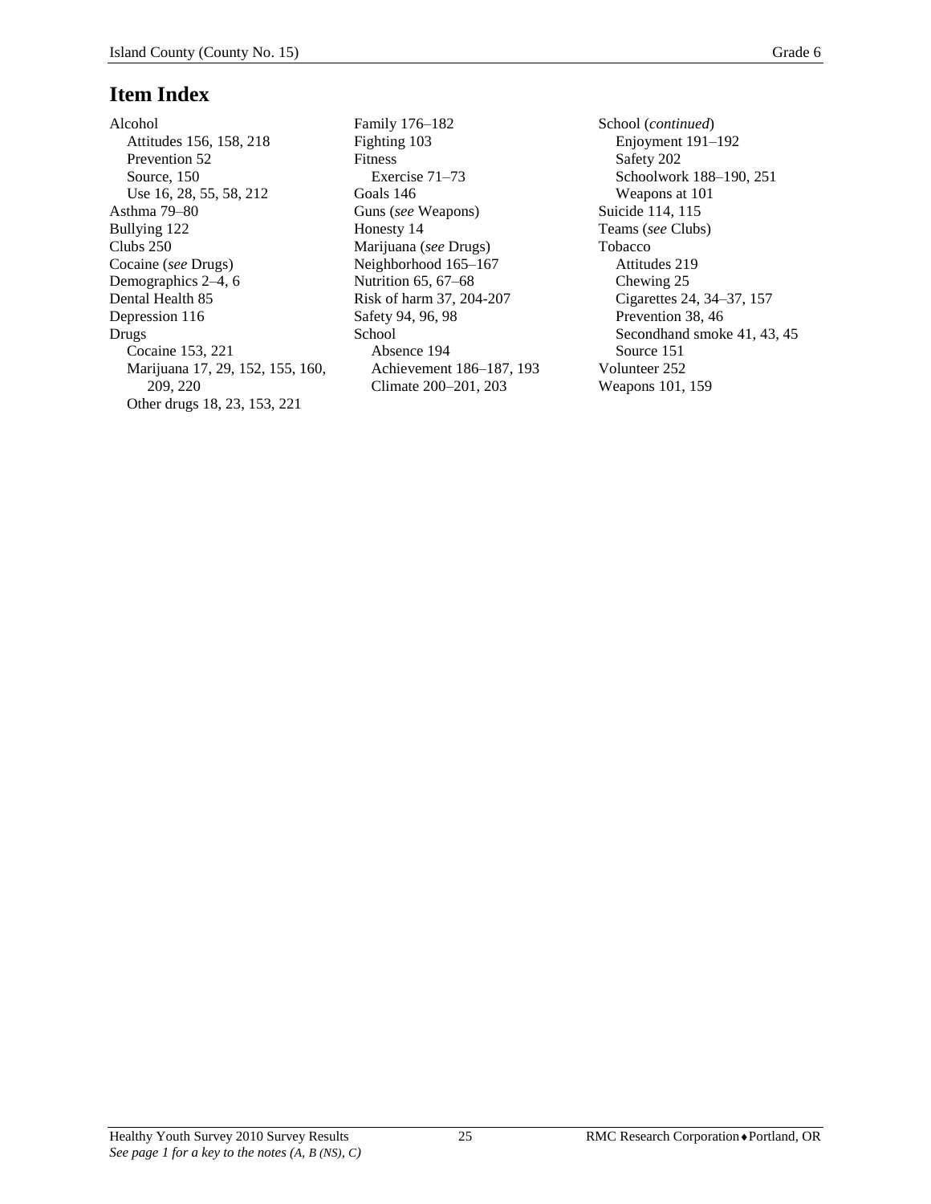# Item Index

Alcohol
- Attitudes 156, 158, 218
- Prevention 52
- Source, 150
- Use 16, 28, 55, 58, 212

Asthma 79–80
Bullying 122
Clubs 250
Cocaine (*see* Drugs)
Demographics 2–4, 6
Dental Health 85
Depression 116
Drugs
- Cocaine 153, 221
- Marijuana 17, 29, 152, 155, 160, 209, 220
- Other drugs 18, 23, 153, 221

Family 176–182
Fighting 103
Fitness
- Exercise 71–73

Goals 146
Guns (*see* Weapons)
Honesty 14
Marijuana (*see* Drugs)
Neighborhood 165–167
Nutrition 65, 67–68
Risk of harm 37, 204-207
Safety 94, 96, 98
School
- Absence 194
- Achievement 186–187, 193
- Climate 200–201, 203

School (*continued*)
- Enjoyment 191–192
- Safety 202
- Schoolwork 188–190, 251
- Weapons at 101

Suicide 114, 115
Teams (*see* Clubs)
Tobacco
- Attitudes 219
- Chewing 25
- Cigarettes 24, 34–37, 157
- Prevention 38, 46
- Secondhand smoke 41, 43, 45
- Source 151

Volunteer 252
Weapons 101, 159

*See page 1 for a key to the notes (A, B (NS), C)*